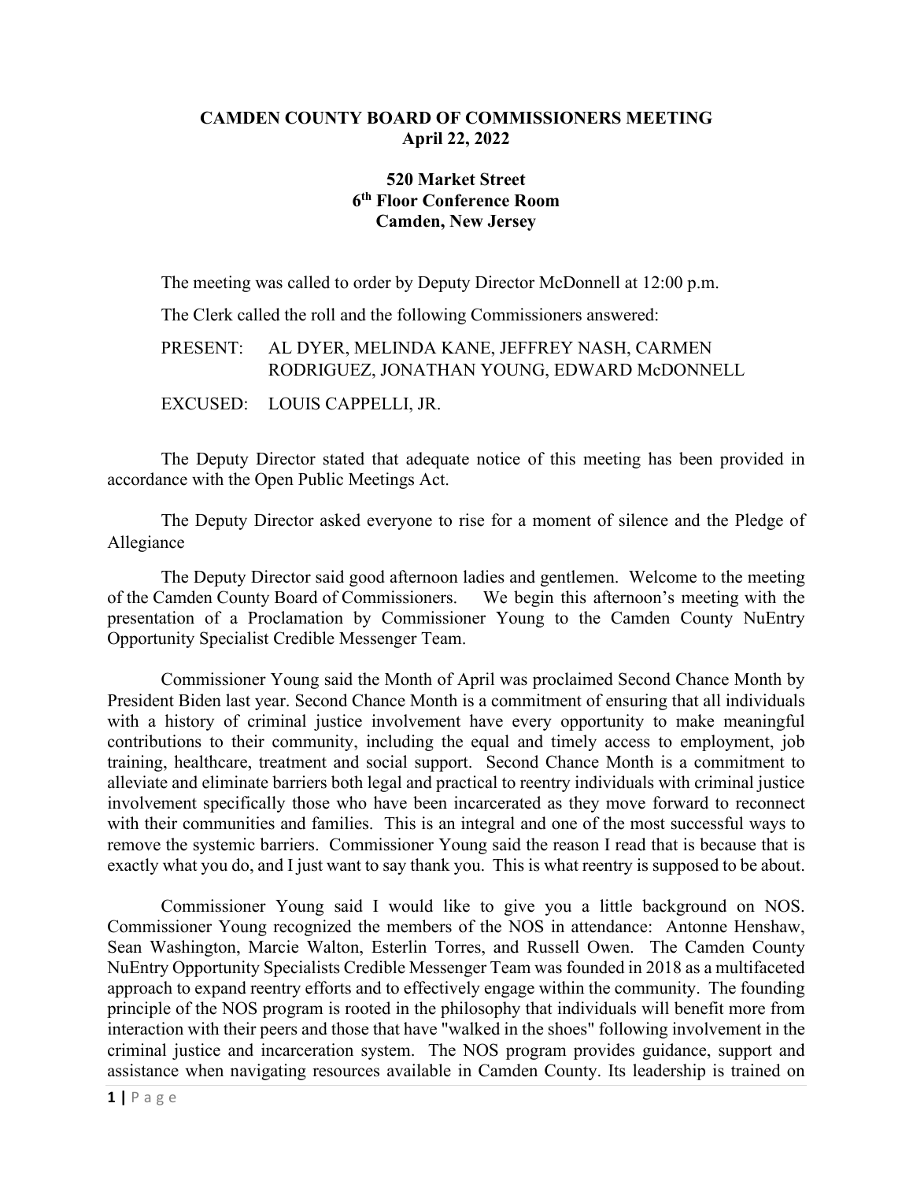# CAMDEN COUNTY BOARD OF COMMISSIONERS MEETING
## April 22, 2022

**520 Market Street**
**6th Floor Conference Room**
**Camden, New Jersey**

The meeting was called to order by Deputy Director McDonnell at 12:00 p.m.

The Clerk called the roll and the following Commissioners answered:

PRESENT: AL DYER, MELINDA KANE, JEFFREY NASH, CARMEN RODRIGUEZ, JONATHAN YOUNG, EDWARD McDONNELL

EXCUSED: LOUIS CAPPELLI, JR.

The Deputy Director stated that adequate notice of this meeting has been provided in accordance with the Open Public Meetings Act.

The Deputy Director asked everyone to rise for a moment of silence and the Pledge of Allegiance

The Deputy Director said good afternoon ladies and gentlemen. Welcome to the meeting of the Camden County Board of Commissioners. We begin this afternoon's meeting with the presentation of a Proclamation by Commissioner Young to the Camden County NuEntry Opportunity Specialist Credible Messenger Team.

Commissioner Young said the Month of April was proclaimed Second Chance Month by President Biden last year. Second Chance Month is a commitment of ensuring that all individuals with a history of criminal justice involvement have every opportunity to make meaningful contributions to their community, including the equal and timely access to employment, job training, healthcare, treatment and social support. Second Chance Month is a commitment to alleviate and eliminate barriers both legal and practical to reentry individuals with criminal justice involvement specifically those who have been incarcerated as they move forward to reconnect with their communities and families. This is an integral and one of the most successful ways to remove the systemic barriers. Commissioner Young said the reason I read that is because that is exactly what you do, and I just want to say thank you. This is what reentry is supposed to be about.

Commissioner Young said I would like to give you a little background on NOS. Commissioner Young recognized the members of the NOS in attendance: Antonne Henshaw, Sean Washington, Marcie Walton, Esterlin Torres, and Russell Owen. The Camden County NuEntry Opportunity Specialists Credible Messenger Team was founded in 2018 as a multifaceted approach to expand reentry efforts and to effectively engage within the community. The founding principle of the NOS program is rooted in the philosophy that individuals will benefit more from interaction with their peers and those that have "walked in the shoes" following involvement in the criminal justice and incarceration system. The NOS program provides guidance, support and assistance when navigating resources available in Camden County. Its leadership is trained on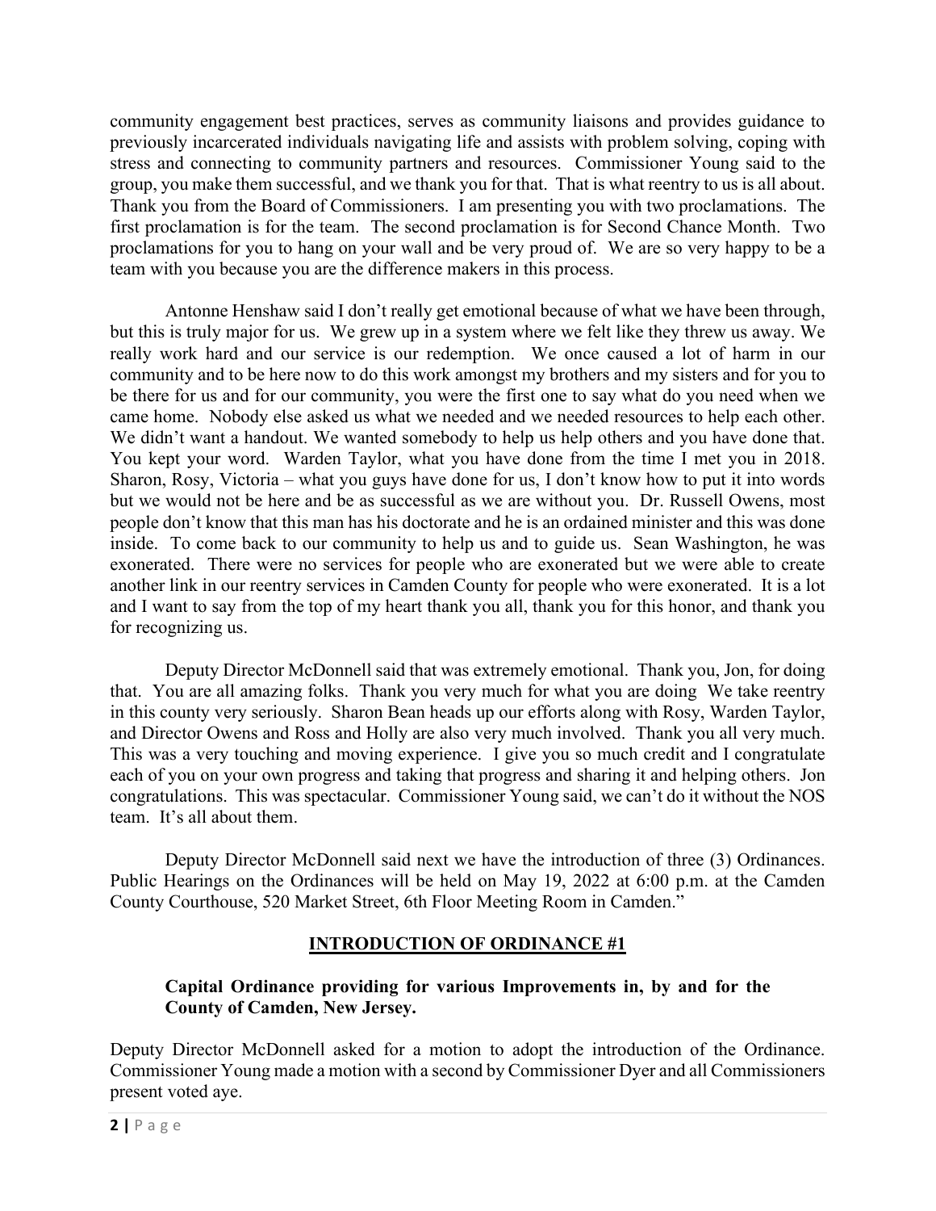community engagement best practices, serves as community liaisons and provides guidance to previously incarcerated individuals navigating life and assists with problem solving, coping with stress and connecting to community partners and resources. Commissioner Young said to the group, you make them successful, and we thank you for that. That is what reentry to us is all about. Thank you from the Board of Commissioners. I am presenting you with two proclamations. The first proclamation is for the team. The second proclamation is for Second Chance Month. Two proclamations for you to hang on your wall and be very proud of. We are so very happy to be a team with you because you are the difference makers in this process.

Antonne Henshaw said I don't really get emotional because of what we have been through, but this is truly major for us. We grew up in a system where we felt like they threw us away. We really work hard and our service is our redemption. We once caused a lot of harm in our community and to be here now to do this work amongst my brothers and my sisters and for you to be there for us and for our community, you were the first one to say what do you need when we came home. Nobody else asked us what we needed and we needed resources to help each other. We didn't want a handout. We wanted somebody to help us help others and you have done that. You kept your word. Warden Taylor, what you have done from the time I met you in 2018. Sharon, Rosy, Victoria – what you guys have done for us, I don't know how to put it into words but we would not be here and be as successful as we are without you. Dr. Russell Owens, most people don't know that this man has his doctorate and he is an ordained minister and this was done inside. To come back to our community to help us and to guide us. Sean Washington, he was exonerated. There were no services for people who are exonerated but we were able to create another link in our reentry services in Camden County for people who were exonerated. It is a lot and I want to say from the top of my heart thank you all, thank you for this honor, and thank you for recognizing us.

Deputy Director McDonnell said that was extremely emotional. Thank you, Jon, for doing that. You are all amazing folks. Thank you very much for what you are doing We take reentry in this county very seriously. Sharon Bean heads up our efforts along with Rosy, Warden Taylor, and Director Owens and Ross and Holly are also very much involved. Thank you all very much. This was a very touching and moving experience. I give you so much credit and I congratulate each of you on your own progress and taking that progress and sharing it and helping others. Jon congratulations. This was spectacular. Commissioner Young said, we can't do it without the NOS team. It's all about them.

Deputy Director McDonnell said next we have the introduction of three (3) Ordinances. Public Hearings on the Ordinances will be held on May 19, 2022 at 6:00 p.m. at the Camden County Courthouse, 520 Market Street, 6th Floor Meeting Room in Camden."

## INTRODUCTION OF ORDINANCE #1

**Capital Ordinance providing for various Improvements in, by and for the County of Camden, New Jersey.**

Deputy Director McDonnell asked for a motion to adopt the introduction of the Ordinance. Commissioner Young made a motion with a second by Commissioner Dyer and all Commissioners present voted aye.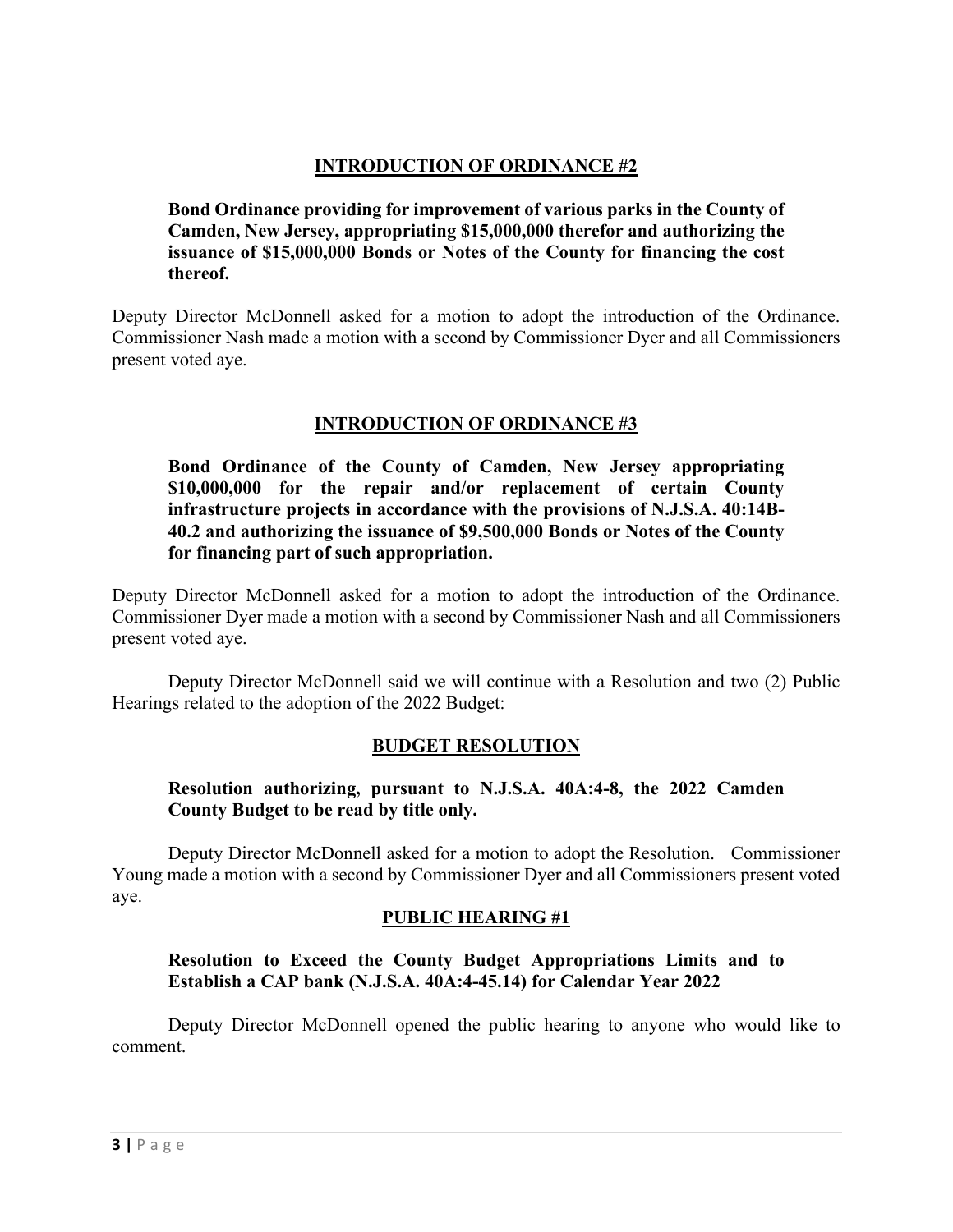## INTRODUCTION OF ORDINANCE #2

**Bond Ordinance providing for improvement of various parks in the County of Camden, New Jersey, appropriating $15,000,000 therefor and authorizing the issuance of $15,000,000 Bonds or Notes of the County for financing the cost thereof.**

Deputy Director McDonnell asked for a motion to adopt the introduction of the Ordinance. Commissioner Nash made a motion with a second by Commissioner Dyer and all Commissioners present voted aye.

## INTRODUCTION OF ORDINANCE #3

**Bond Ordinance of the County of Camden, New Jersey appropriating $10,000,000 for the repair and/or replacement of certain County infrastructure projects in accordance with the provisions of N.J.S.A. 40:14B-40.2 and authorizing the issuance of $9,500,000 Bonds or Notes of the County for financing part of such appropriation.**

Deputy Director McDonnell asked for a motion to adopt the introduction of the Ordinance. Commissioner Dyer made a motion with a second by Commissioner Nash and all Commissioners present voted aye.

Deputy Director McDonnell said we will continue with a Resolution and two (2) Public Hearings related to the adoption of the 2022 Budget:

## BUDGET RESOLUTION

**Resolution authorizing, pursuant to N.J.S.A. 40A:4-8, the 2022 Camden County Budget to be read by title only.**

Deputy Director McDonnell asked for a motion to adopt the Resolution. Commissioner Young made a motion with a second by Commissioner Dyer and all Commissioners present voted aye.

## PUBLIC HEARING #1

**Resolution to Exceed the County Budget Appropriations Limits and to Establish a CAP bank (N.J.S.A. 40A:4-45.14) for Calendar Year 2022**

Deputy Director McDonnell opened the public hearing to anyone who would like to comment.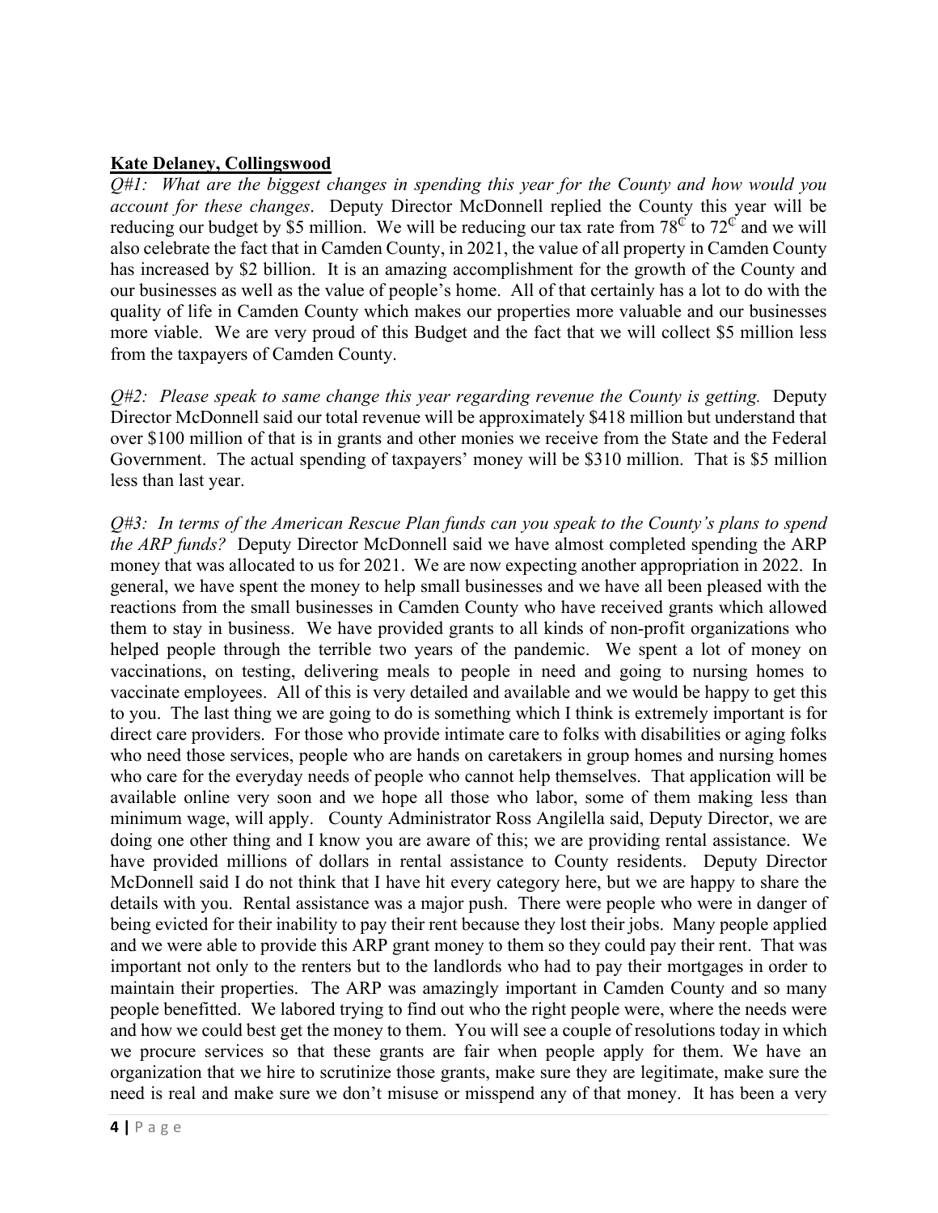**Kate Delaney, Collingswood**

*Q#1: What are the biggest changes in spending this year for the County and how would you account for these changes*. Deputy Director McDonnell replied the County this year will be reducing our budget by $5 million. We will be reducing our tax rate from 78¢ to 72¢ and we will also celebrate the fact that in Camden County, in 2021, the value of all property in Camden County has increased by $2 billion. It is an amazing accomplishment for the growth of the County and our businesses as well as the value of people's home. All of that certainly has a lot to do with the quality of life in Camden County which makes our properties more valuable and our businesses more viable. We are very proud of this Budget and the fact that we will collect $5 million less from the taxpayers of Camden County.

*Q#2: Please speak to same change this year regarding revenue the County is getting.* Deputy Director McDonnell said our total revenue will be approximately $418 million but understand that over $100 million of that is in grants and other monies we receive from the State and the Federal Government. The actual spending of taxpayers' money will be $310 million. That is $5 million less than last year.

*Q#3: In terms of the American Rescue Plan funds can you speak to the County's plans to spend the ARP funds?* Deputy Director McDonnell said we have almost completed spending the ARP money that was allocated to us for 2021. We are now expecting another appropriation in 2022. In general, we have spent the money to help small businesses and we have all been pleased with the reactions from the small businesses in Camden County who have received grants which allowed them to stay in business. We have provided grants to all kinds of non-profit organizations who helped people through the terrible two years of the pandemic. We spent a lot of money on vaccinations, on testing, delivering meals to people in need and going to nursing homes to vaccinate employees. All of this is very detailed and available and we would be happy to get this to you. The last thing we are going to do is something which I think is extremely important is for direct care providers. For those who provide intimate care to folks with disabilities or aging folks who need those services, people who are hands on caretakers in group homes and nursing homes who care for the everyday needs of people who cannot help themselves. That application will be available online very soon and we hope all those who labor, some of them making less than minimum wage, will apply. County Administrator Ross Angilella said, Deputy Director, we are doing one other thing and I know you are aware of this; we are providing rental assistance. We have provided millions of dollars in rental assistance to County residents. Deputy Director McDonnell said I do not think that I have hit every category here, but we are happy to share the details with you. Rental assistance was a major push. There were people who were in danger of being evicted for their inability to pay their rent because they lost their jobs. Many people applied and we were able to provide this ARP grant money to them so they could pay their rent. That was important not only to the renters but to the landlords who had to pay their mortgages in order to maintain their properties. The ARP was amazingly important in Camden County and so many people benefitted. We labored trying to find out who the right people were, where the needs were and how we could best get the money to them. You will see a couple of resolutions today in which we procure services so that these grants are fair when people apply for them. We have an organization that we hire to scrutinize those grants, make sure they are legitimate, make sure the need is real and make sure we don't misuse or misspend any of that money. It has been a very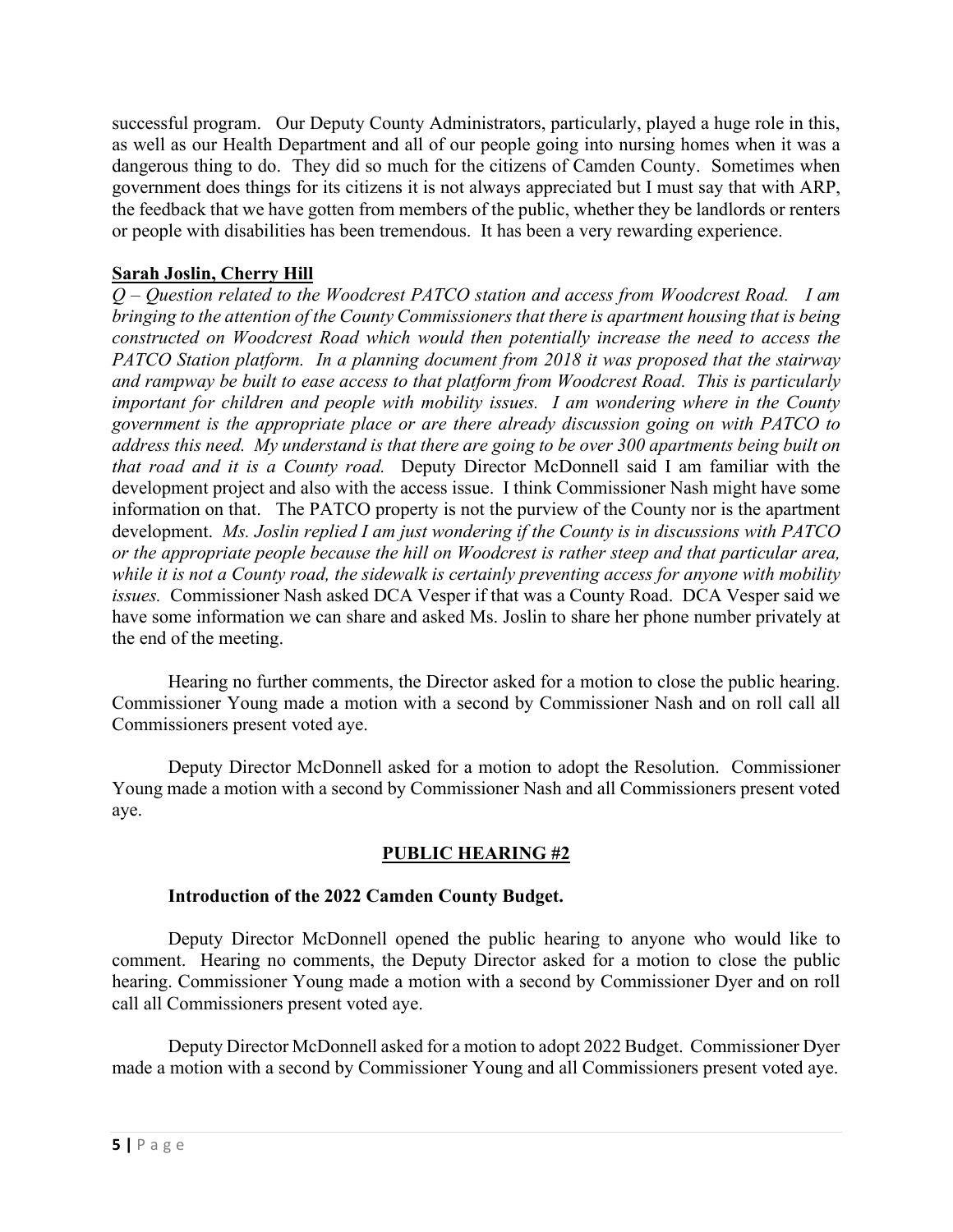successful program. Our Deputy County Administrators, particularly, played a huge role in this, as well as our Health Department and all of our people going into nursing homes when it was a dangerous thing to do. They did so much for the citizens of Camden County. Sometimes when government does things for its citizens it is not always appreciated but I must say that with ARP, the feedback that we have gotten from members of the public, whether they be landlords or renters or people with disabilities has been tremendous. It has been a very rewarding experience.

**Sarah Joslin, Cherry Hill**

*Q – Question related to the Woodcrest PATCO station and access from Woodcrest Road. I am bringing to the attention of the County Commissioners that there is apartment housing that is being constructed on Woodcrest Road which would then potentially increase the need to access the PATCO Station platform. In a planning document from 2018 it was proposed that the stairway and rampway be built to ease access to that platform from Woodcrest Road. This is particularly important for children and people with mobility issues. I am wondering where in the County government is the appropriate place or are there already discussion going on with PATCO to address this need. My understand is that there are going to be over 300 apartments being built on that road and it is a County road.* Deputy Director McDonnell said I am familiar with the development project and also with the access issue. I think Commissioner Nash might have some information on that. The PATCO property is not the purview of the County nor is the apartment development. *Ms. Joslin replied I am just wondering if the County is in discussions with PATCO or the appropriate people because the hill on Woodcrest is rather steep and that particular area, while it is not a County road, the sidewalk is certainly preventing access for anyone with mobility issues.* Commissioner Nash asked DCA Vesper if that was a County Road. DCA Vesper said we have some information we can share and asked Ms. Joslin to share her phone number privately at the end of the meeting.

Hearing no further comments, the Director asked for a motion to close the public hearing. Commissioner Young made a motion with a second by Commissioner Nash and on roll call all Commissioners present voted aye.

Deputy Director McDonnell asked for a motion to adopt the Resolution. Commissioner Young made a motion with a second by Commissioner Nash and all Commissioners present voted aye.

## PUBLIC HEARING #2

**Introduction of the 2022 Camden County Budget.**

Deputy Director McDonnell opened the public hearing to anyone who would like to comment. Hearing no comments, the Deputy Director asked for a motion to close the public hearing. Commissioner Young made a motion with a second by Commissioner Dyer and on roll call all Commissioners present voted aye.

Deputy Director McDonnell asked for a motion to adopt 2022 Budget. Commissioner Dyer made a motion with a second by Commissioner Young and all Commissioners present voted aye.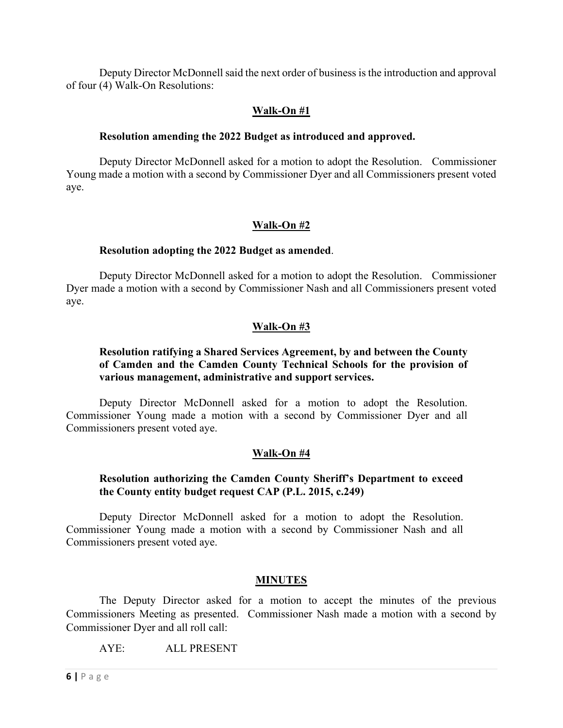Deputy Director McDonnell said the next order of business is the introduction and approval of four (4) Walk-On Resolutions:

## Walk-On #1

**Resolution amending the 2022 Budget as introduced and approved.**

Deputy Director McDonnell asked for a motion to adopt the Resolution. Commissioner Young made a motion with a second by Commissioner Dyer and all Commissioners present voted aye.

## Walk-On #2

**Resolution adopting the 2022 Budget as amended**.

Deputy Director McDonnell asked for a motion to adopt the Resolution. Commissioner Dyer made a motion with a second by Commissioner Nash and all Commissioners present voted aye.

## Walk-On #3

**Resolution ratifying a Shared Services Agreement, by and between the County of Camden and the Camden County Technical Schools for the provision of various management, administrative and support services.**

Deputy Director McDonnell asked for a motion to adopt the Resolution. Commissioner Young made a motion with a second by Commissioner Dyer and all Commissioners present voted aye.

## Walk-On #4

**Resolution authorizing the Camden County Sheriff's Department to exceed the County entity budget request CAP (P.L. 2015, c.249)**

Deputy Director McDonnell asked for a motion to adopt the Resolution. Commissioner Young made a motion with a second by Commissioner Nash and all Commissioners present voted aye.

## MINUTES

The Deputy Director asked for a motion to accept the minutes of the previous Commissioners Meeting as presented. Commissioner Nash made a motion with a second by Commissioner Dyer and all roll call:

AYE: ALL PRESENT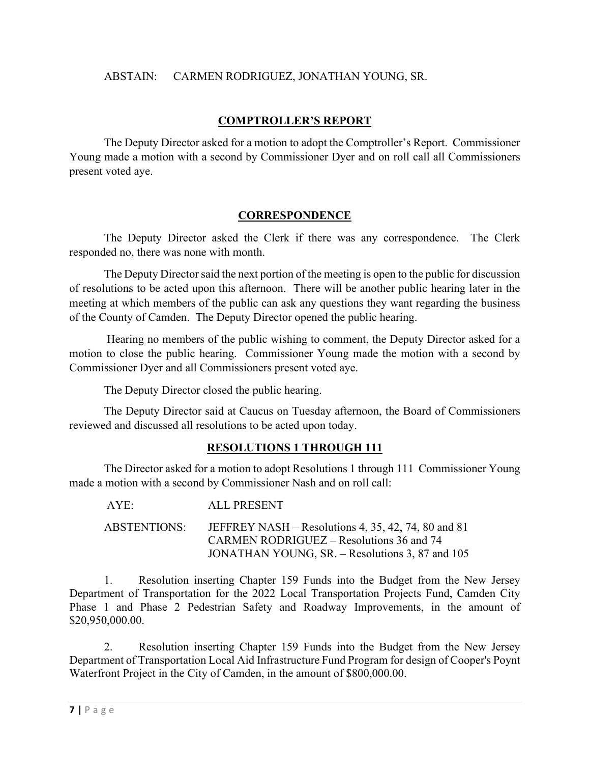ABSTAIN: CARMEN RODRIGUEZ, JONATHAN YOUNG, SR.

## COMPTROLLER'S REPORT

The Deputy Director asked for a motion to adopt the Comptroller's Report. Commissioner Young made a motion with a second by Commissioner Dyer and on roll call all Commissioners present voted aye.

## CORRESPONDENCE

The Deputy Director asked the Clerk if there was any correspondence. The Clerk responded no, there was none with month.

The Deputy Director said the next portion of the meeting is open to the public for discussion of resolutions to be acted upon this afternoon. There will be another public hearing later in the meeting at which members of the public can ask any questions they want regarding the business of the County of Camden. The Deputy Director opened the public hearing.

Hearing no members of the public wishing to comment, the Deputy Director asked for a motion to close the public hearing. Commissioner Young made the motion with a second by Commissioner Dyer and all Commissioners present voted aye.

The Deputy Director closed the public hearing.

The Deputy Director said at Caucus on Tuesday afternoon, the Board of Commissioners reviewed and discussed all resolutions to be acted upon today.

## RESOLUTIONS 1 THROUGH 111

The Director asked for a motion to adopt Resolutions 1 through 111 Commissioner Young made a motion with a second by Commissioner Nash and on roll call:

AYE: ALL PRESENT

ABSTENTIONS: JEFFREY NASH – Resolutions 4, 35, 42, 74, 80 and 81
CARMEN RODRIGUEZ – Resolutions 36 and 74
JONATHAN YOUNG, SR. – Resolutions 3, 87 and 105

1. Resolution inserting Chapter 159 Funds into the Budget from the New Jersey Department of Transportation for the 2022 Local Transportation Projects Fund, Camden City Phase 1 and Phase 2 Pedestrian Safety and Roadway Improvements, in the amount of $20,950,000.00.

2. Resolution inserting Chapter 159 Funds into the Budget from the New Jersey Department of Transportation Local Aid Infrastructure Fund Program for design of Cooper's Poynt Waterfront Project in the City of Camden, in the amount of $800,000.00.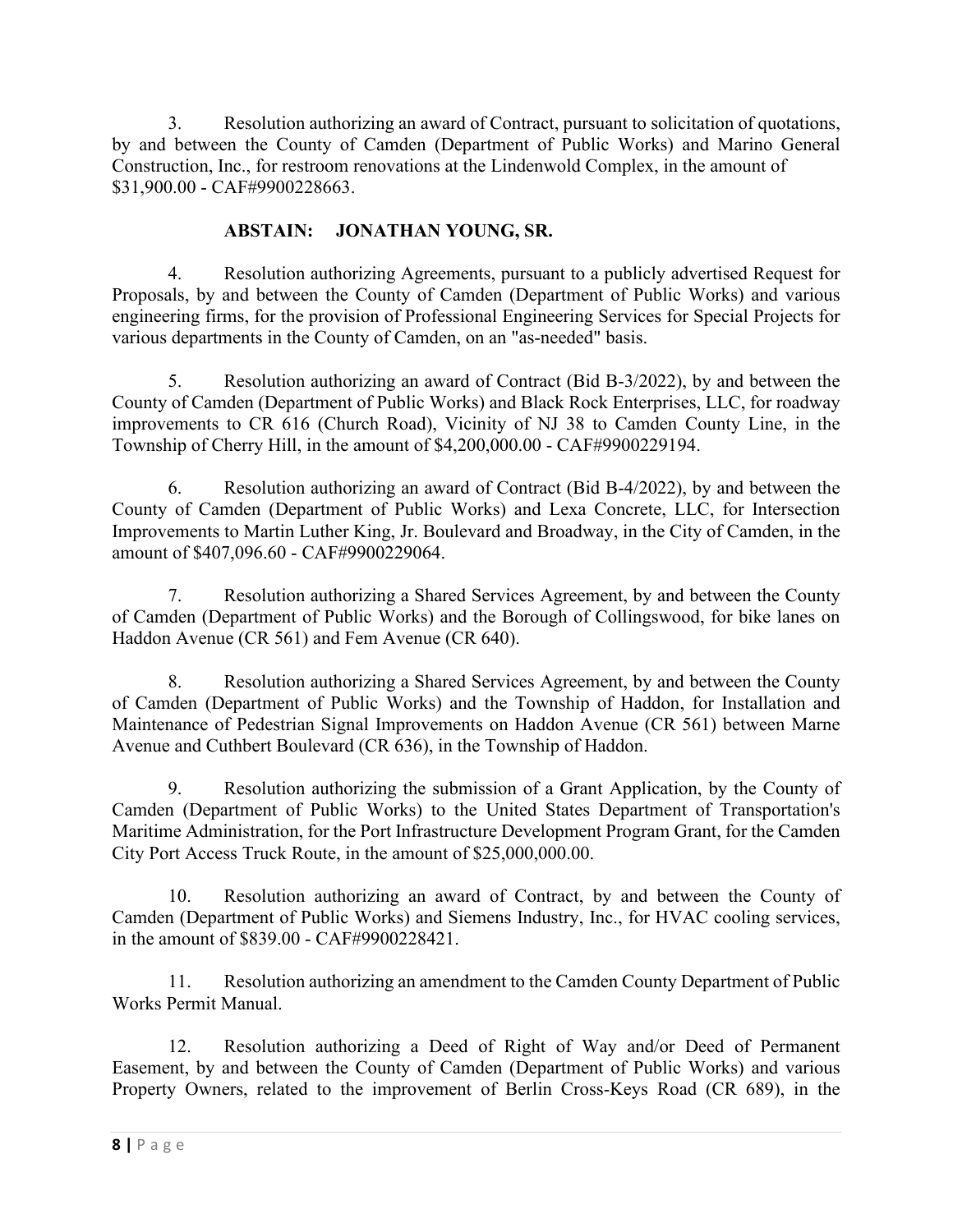3. Resolution authorizing an award of Contract, pursuant to solicitation of quotations, by and between the County of Camden (Department of Public Works) and Marino General Construction, Inc., for restroom renovations at the Lindenwold Complex, in the amount of $31,900.00 - CAF#9900228663.

**ABSTAIN: JONATHAN YOUNG, SR.**

4. Resolution authorizing Agreements, pursuant to a publicly advertised Request for Proposals, by and between the County of Camden (Department of Public Works) and various engineering firms, for the provision of Professional Engineering Services for Special Projects for various departments in the County of Camden, on an "as-needed" basis.

5. Resolution authorizing an award of Contract (Bid B-3/2022), by and between the County of Camden (Department of Public Works) and Black Rock Enterprises, LLC, for roadway improvements to CR 616 (Church Road), Vicinity of NJ 38 to Camden County Line, in the Township of Cherry Hill, in the amount of $4,200,000.00 - CAF#9900229194.

6. Resolution authorizing an award of Contract (Bid B-4/2022), by and between the County of Camden (Department of Public Works) and Lexa Concrete, LLC, for Intersection Improvements to Martin Luther King, Jr. Boulevard and Broadway, in the City of Camden, in the amount of $407,096.60 - CAF#9900229064.

7. Resolution authorizing a Shared Services Agreement, by and between the County of Camden (Department of Public Works) and the Borough of Collingswood, for bike lanes on Haddon Avenue (CR 561) and Fem Avenue (CR 640).

8. Resolution authorizing a Shared Services Agreement, by and between the County of Camden (Department of Public Works) and the Township of Haddon, for Installation and Maintenance of Pedestrian Signal Improvements on Haddon Avenue (CR 561) between Marne Avenue and Cuthbert Boulevard (CR 636), in the Township of Haddon.

9. Resolution authorizing the submission of a Grant Application, by the County of Camden (Department of Public Works) to the United States Department of Transportation's Maritime Administration, for the Port Infrastructure Development Program Grant, for the Camden City Port Access Truck Route, in the amount of $25,000,000.00.

10. Resolution authorizing an award of Contract, by and between the County of Camden (Department of Public Works) and Siemens Industry, Inc., for HVAC cooling services, in the amount of $839.00 - CAF#9900228421.

11. Resolution authorizing an amendment to the Camden County Department of Public Works Permit Manual.

12. Resolution authorizing a Deed of Right of Way and/or Deed of Permanent Easement, by and between the County of Camden (Department of Public Works) and various Property Owners, related to the improvement of Berlin Cross-Keys Road (CR 689), in the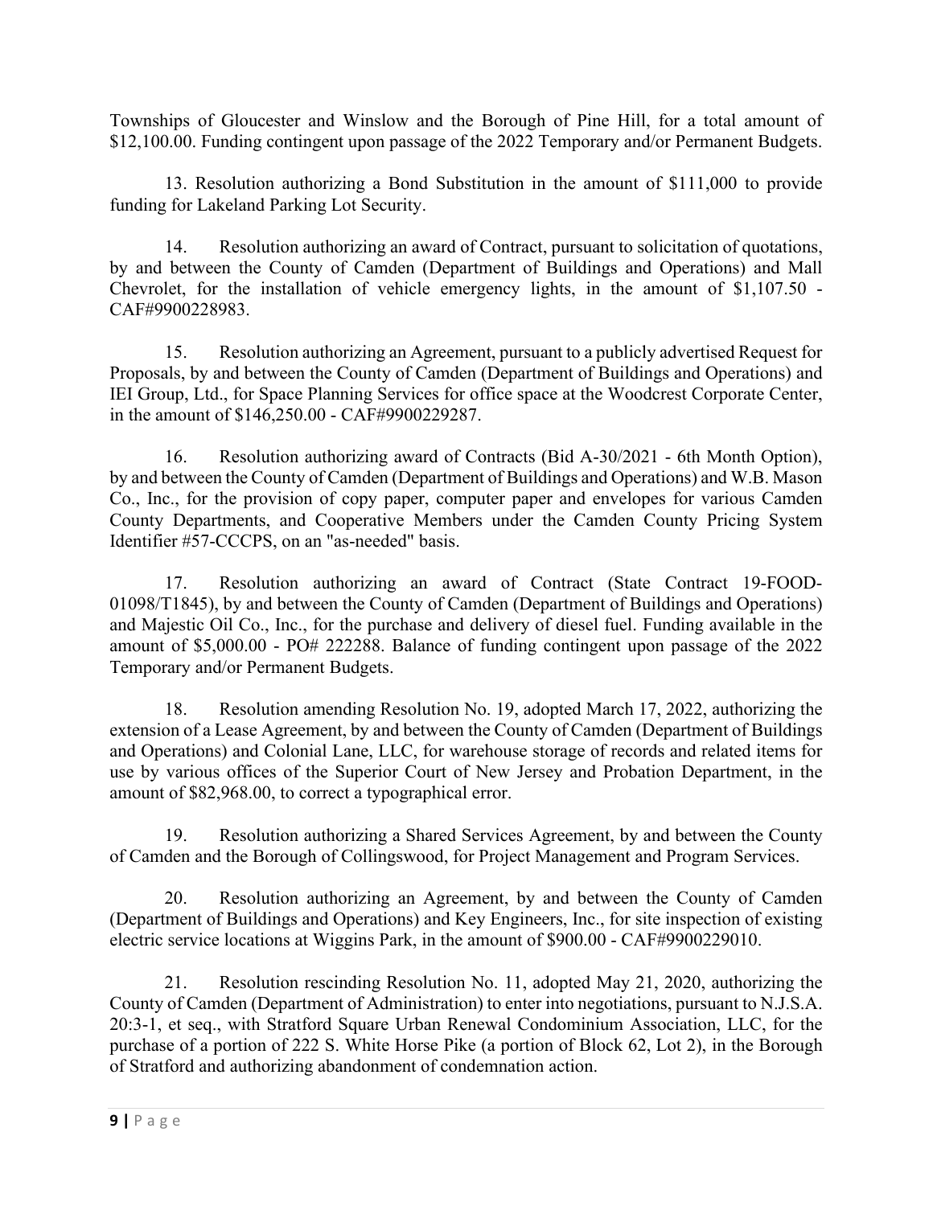Townships of Gloucester and Winslow and the Borough of Pine Hill, for a total amount of $12,100.00. Funding contingent upon passage of the 2022 Temporary and/or Permanent Budgets.

13. Resolution authorizing a Bond Substitution in the amount of $111,000 to provide funding for Lakeland Parking Lot Security.

14. Resolution authorizing an award of Contract, pursuant to solicitation of quotations, by and between the County of Camden (Department of Buildings and Operations) and Mall Chevrolet, for the installation of vehicle emergency lights, in the amount of $1,107.50 - CAF#9900228983.

15. Resolution authorizing an Agreement, pursuant to a publicly advertised Request for Proposals, by and between the County of Camden (Department of Buildings and Operations) and IEI Group, Ltd., for Space Planning Services for office space at the Woodcrest Corporate Center, in the amount of $146,250.00 - CAF#9900229287.

16. Resolution authorizing award of Contracts (Bid A-30/2021 - 6th Month Option), by and between the County of Camden (Department of Buildings and Operations) and W.B. Mason Co., Inc., for the provision of copy paper, computer paper and envelopes for various Camden County Departments, and Cooperative Members under the Camden County Pricing System Identifier #57-CCCPS, on an "as-needed" basis.

17. Resolution authorizing an award of Contract (State Contract 19-FOOD-01098/T1845), by and between the County of Camden (Department of Buildings and Operations) and Majestic Oil Co., Inc., for the purchase and delivery of diesel fuel. Funding available in the amount of $5,000.00 - PO# 222288. Balance of funding contingent upon passage of the 2022 Temporary and/or Permanent Budgets.

18. Resolution amending Resolution No. 19, adopted March 17, 2022, authorizing the extension of a Lease Agreement, by and between the County of Camden (Department of Buildings and Operations) and Colonial Lane, LLC, for warehouse storage of records and related items for use by various offices of the Superior Court of New Jersey and Probation Department, in the amount of $82,968.00, to correct a typographical error.

19. Resolution authorizing a Shared Services Agreement, by and between the County of Camden and the Borough of Collingswood, for Project Management and Program Services.

20. Resolution authorizing an Agreement, by and between the County of Camden (Department of Buildings and Operations) and Key Engineers, Inc., for site inspection of existing electric service locations at Wiggins Park, in the amount of $900.00 - CAF#9900229010.

21. Resolution rescinding Resolution No. 11, adopted May 21, 2020, authorizing the County of Camden (Department of Administration) to enter into negotiations, pursuant to N.J.S.A. 20:3-1, et seq., with Stratford Square Urban Renewal Condominium Association, LLC, for the purchase of a portion of 222 S. White Horse Pike (a portion of Block 62, Lot 2), in the Borough of Stratford and authorizing abandonment of condemnation action.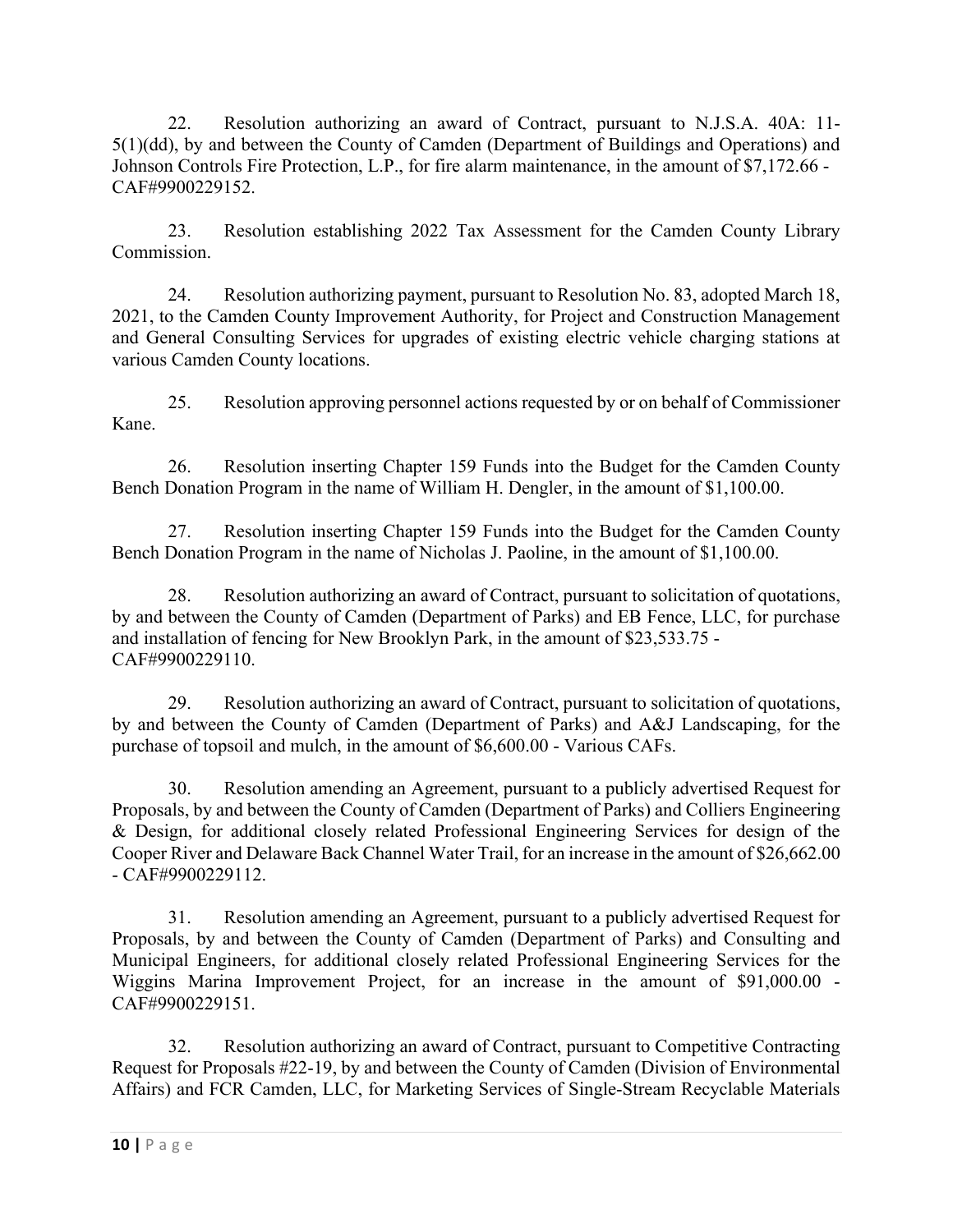22. Resolution authorizing an award of Contract, pursuant to N.J.S.A. 40A: 11-5(1)(dd), by and between the County of Camden (Department of Buildings and Operations) and Johnson Controls Fire Protection, L.P., for fire alarm maintenance, in the amount of $7,172.66 - CAF#9900229152.

23. Resolution establishing 2022 Tax Assessment for the Camden County Library Commission.

24. Resolution authorizing payment, pursuant to Resolution No. 83, adopted March 18, 2021, to the Camden County Improvement Authority, for Project and Construction Management and General Consulting Services for upgrades of existing electric vehicle charging stations at various Camden County locations.

25. Resolution approving personnel actions requested by or on behalf of Commissioner Kane.

26. Resolution inserting Chapter 159 Funds into the Budget for the Camden County Bench Donation Program in the name of William H. Dengler, in the amount of $1,100.00.

27. Resolution inserting Chapter 159 Funds into the Budget for the Camden County Bench Donation Program in the name of Nicholas J. Paoline, in the amount of $1,100.00.

28. Resolution authorizing an award of Contract, pursuant to solicitation of quotations, by and between the County of Camden (Department of Parks) and EB Fence, LLC, for purchase and installation of fencing for New Brooklyn Park, in the amount of $23,533.75 - CAF#9900229110.

29. Resolution authorizing an award of Contract, pursuant to solicitation of quotations, by and between the County of Camden (Department of Parks) and A&J Landscaping, for the purchase of topsoil and mulch, in the amount of $6,600.00 - Various CAFs.

30. Resolution amending an Agreement, pursuant to a publicly advertised Request for Proposals, by and between the County of Camden (Department of Parks) and Colliers Engineering & Design, for additional closely related Professional Engineering Services for design of the Cooper River and Delaware Back Channel Water Trail, for an increase in the amount of $26,662.00 - CAF#9900229112.

31. Resolution amending an Agreement, pursuant to a publicly advertised Request for Proposals, by and between the County of Camden (Department of Parks) and Consulting and Municipal Engineers, for additional closely related Professional Engineering Services for the Wiggins Marina Improvement Project, for an increase in the amount of $91,000.00 - CAF#9900229151.

32. Resolution authorizing an award of Contract, pursuant to Competitive Contracting Request for Proposals #22-19, by and between the County of Camden (Division of Environmental Affairs) and FCR Camden, LLC, for Marketing Services of Single-Stream Recyclable Materials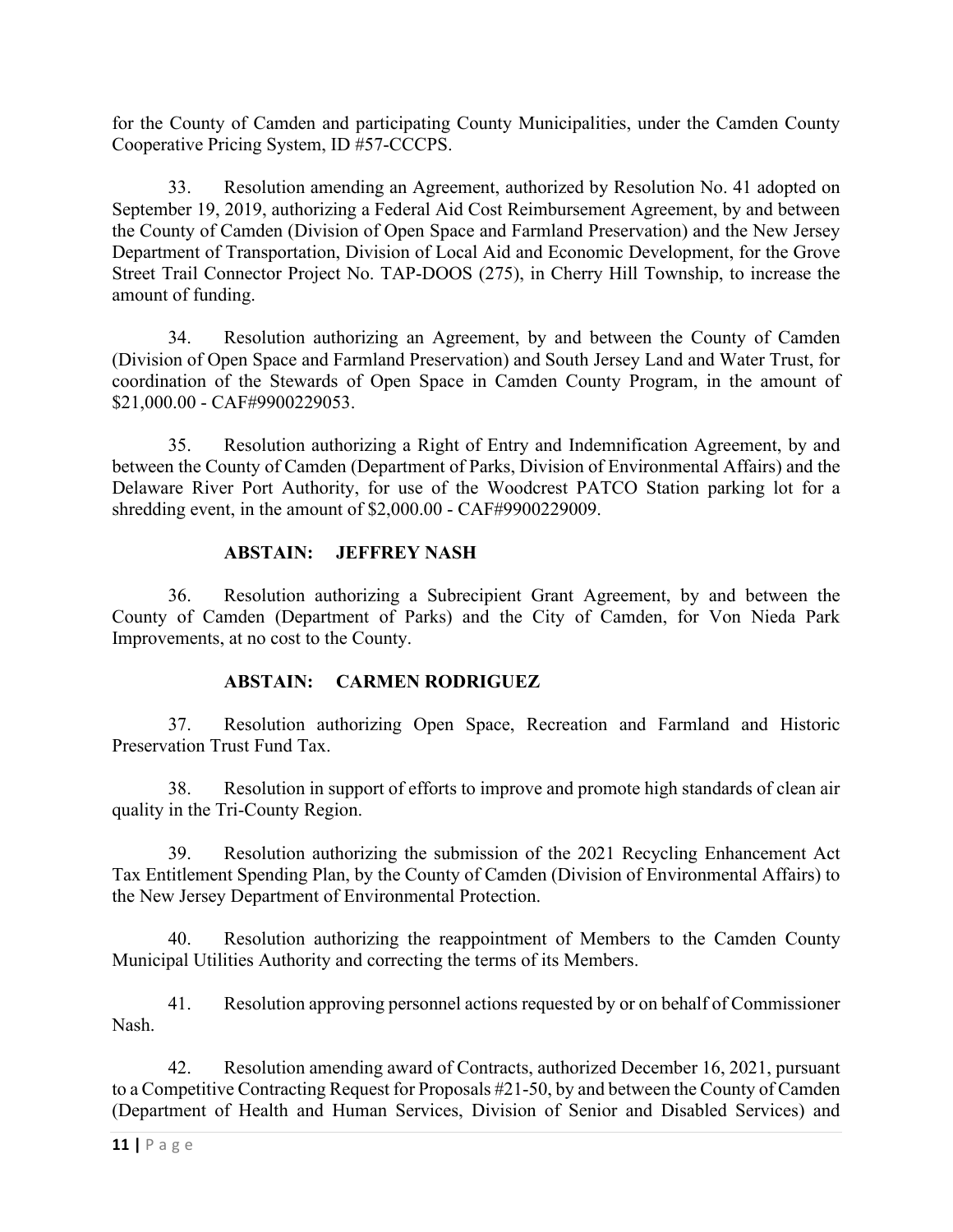for the County of Camden and participating County Municipalities, under the Camden County Cooperative Pricing System, ID #57-CCCPS.

33. Resolution amending an Agreement, authorized by Resolution No. 41 adopted on September 19, 2019, authorizing a Federal Aid Cost Reimbursement Agreement, by and between the County of Camden (Division of Open Space and Farmland Preservation) and the New Jersey Department of Transportation, Division of Local Aid and Economic Development, for the Grove Street Trail Connector Project No. TAP-DOOS (275), in Cherry Hill Township, to increase the amount of funding.

34. Resolution authorizing an Agreement, by and between the County of Camden (Division of Open Space and Farmland Preservation) and South Jersey Land and Water Trust, for coordination of the Stewards of Open Space in Camden County Program, in the amount of $21,000.00 - CAF#9900229053.

35. Resolution authorizing a Right of Entry and Indemnification Agreement, by and between the County of Camden (Department of Parks, Division of Environmental Affairs) and the Delaware River Port Authority, for use of the Woodcrest PATCO Station parking lot for a shredding event, in the amount of $2,000.00 - CAF#9900229009.

**ABSTAIN: JEFFREY NASH**

36. Resolution authorizing a Subrecipient Grant Agreement, by and between the County of Camden (Department of Parks) and the City of Camden, for Von Nieda Park Improvements, at no cost to the County.

**ABSTAIN: CARMEN RODRIGUEZ**

37. Resolution authorizing Open Space, Recreation and Farmland and Historic Preservation Trust Fund Tax.

38. Resolution in support of efforts to improve and promote high standards of clean air quality in the Tri-County Region.

39. Resolution authorizing the submission of the 2021 Recycling Enhancement Act Tax Entitlement Spending Plan, by the County of Camden (Division of Environmental Affairs) to the New Jersey Department of Environmental Protection.

40. Resolution authorizing the reappointment of Members to the Camden County Municipal Utilities Authority and correcting the terms of its Members.

41. Resolution approving personnel actions requested by or on behalf of Commissioner Nash.

42. Resolution amending award of Contracts, authorized December 16, 2021, pursuant to a Competitive Contracting Request for Proposals #21-50, by and between the County of Camden (Department of Health and Human Services, Division of Senior and Disabled Services) and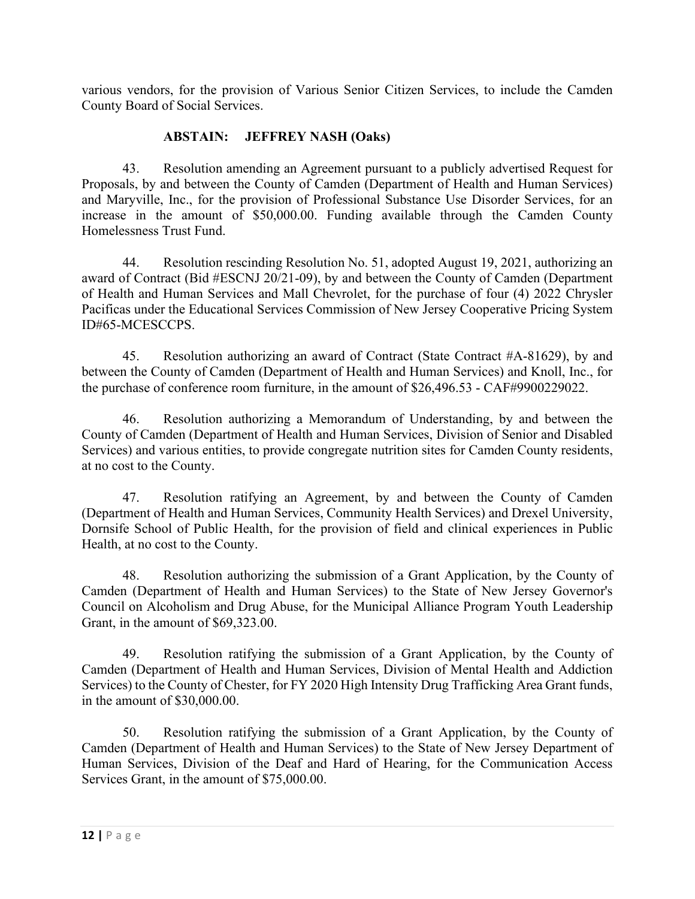various vendors, for the provision of Various Senior Citizen Services, to include the Camden County Board of Social Services.

**ABSTAIN: JEFFREY NASH (Oaks)**

43. Resolution amending an Agreement pursuant to a publicly advertised Request for Proposals, by and between the County of Camden (Department of Health and Human Services) and Maryville, Inc., for the provision of Professional Substance Use Disorder Services, for an increase in the amount of $50,000.00. Funding available through the Camden County Homelessness Trust Fund.

44. Resolution rescinding Resolution No. 51, adopted August 19, 2021, authorizing an award of Contract (Bid #ESCNJ 20/21-09), by and between the County of Camden (Department of Health and Human Services and Mall Chevrolet, for the purchase of four (4) 2022 Chrysler Pacificas under the Educational Services Commission of New Jersey Cooperative Pricing System ID#65-MCESCCPS.

45. Resolution authorizing an award of Contract (State Contract #A-81629), by and between the County of Camden (Department of Health and Human Services) and Knoll, Inc., for the purchase of conference room furniture, in the amount of $26,496.53 - CAF#9900229022.

46. Resolution authorizing a Memorandum of Understanding, by and between the County of Camden (Department of Health and Human Services, Division of Senior and Disabled Services) and various entities, to provide congregate nutrition sites for Camden County residents, at no cost to the County.

47. Resolution ratifying an Agreement, by and between the County of Camden (Department of Health and Human Services, Community Health Services) and Drexel University, Dornsife School of Public Health, for the provision of field and clinical experiences in Public Health, at no cost to the County.

48. Resolution authorizing the submission of a Grant Application, by the County of Camden (Department of Health and Human Services) to the State of New Jersey Governor's Council on Alcoholism and Drug Abuse, for the Municipal Alliance Program Youth Leadership Grant, in the amount of $69,323.00.

49. Resolution ratifying the submission of a Grant Application, by the County of Camden (Department of Health and Human Services, Division of Mental Health and Addiction Services) to the County of Chester, for FY 2020 High Intensity Drug Trafficking Area Grant funds, in the amount of $30,000.00.

50. Resolution ratifying the submission of a Grant Application, by the County of Camden (Department of Health and Human Services) to the State of New Jersey Department of Human Services, Division of the Deaf and Hard of Hearing, for the Communication Access Services Grant, in the amount of $75,000.00.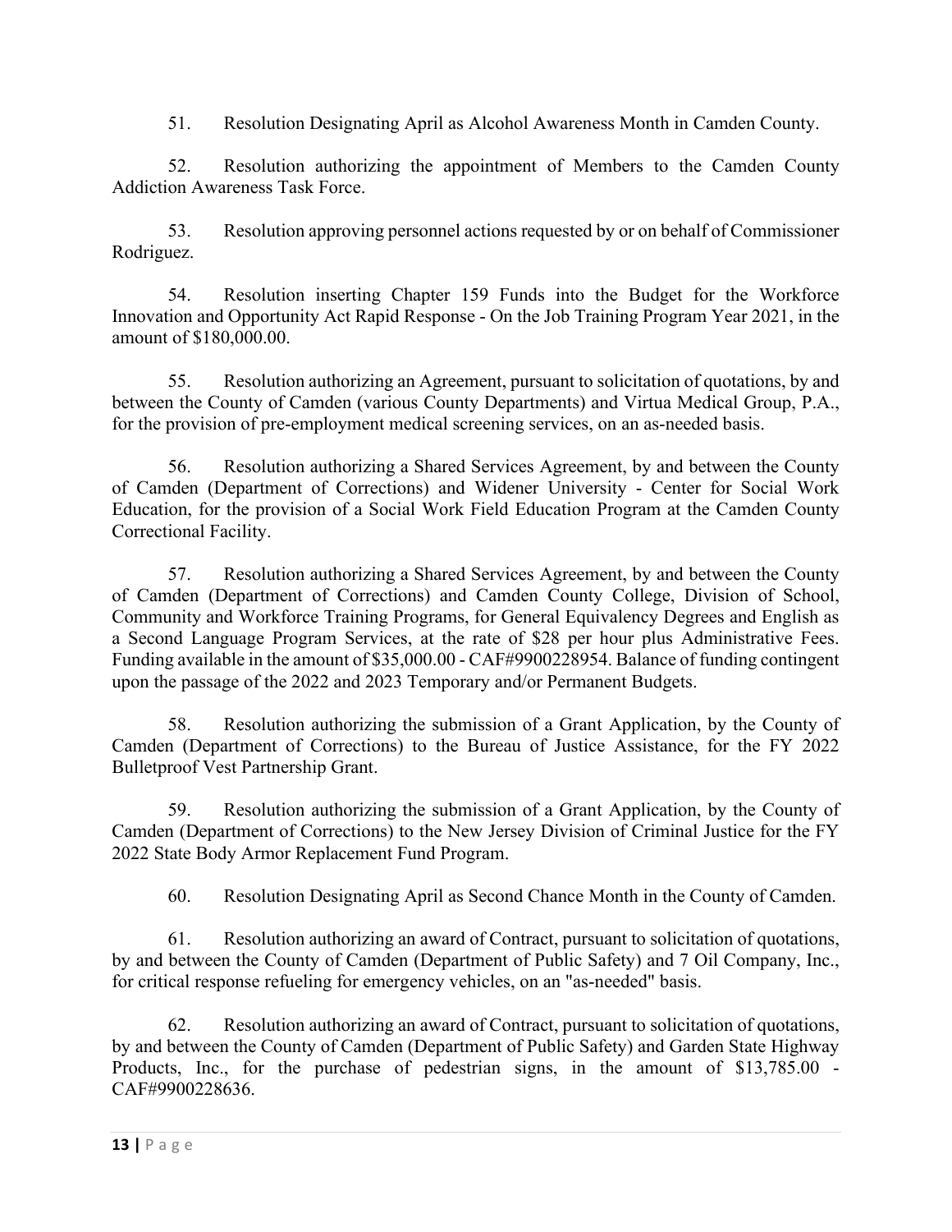51. Resolution Designating April as Alcohol Awareness Month in Camden County.

52. Resolution authorizing the appointment of Members to the Camden County Addiction Awareness Task Force.

53. Resolution approving personnel actions requested by or on behalf of Commissioner Rodriguez.

54. Resolution inserting Chapter 159 Funds into the Budget for the Workforce Innovation and Opportunity Act Rapid Response - On the Job Training Program Year 2021, in the amount of $180,000.00.

55. Resolution authorizing an Agreement, pursuant to solicitation of quotations, by and between the County of Camden (various County Departments) and Virtua Medical Group, P.A., for the provision of pre-employment medical screening services, on an as-needed basis.

56. Resolution authorizing a Shared Services Agreement, by and between the County of Camden (Department of Corrections) and Widener University - Center for Social Work Education, for the provision of a Social Work Field Education Program at the Camden County Correctional Facility.

57. Resolution authorizing a Shared Services Agreement, by and between the County of Camden (Department of Corrections) and Camden County College, Division of School, Community and Workforce Training Programs, for General Equivalency Degrees and English as a Second Language Program Services, at the rate of $28 per hour plus Administrative Fees. Funding available in the amount of $35,000.00 - CAF#9900228954. Balance of funding contingent upon the passage of the 2022 and 2023 Temporary and/or Permanent Budgets.

58. Resolution authorizing the submission of a Grant Application, by the County of Camden (Department of Corrections) to the Bureau of Justice Assistance, for the FY 2022 Bulletproof Vest Partnership Grant.

59. Resolution authorizing the submission of a Grant Application, by the County of Camden (Department of Corrections) to the New Jersey Division of Criminal Justice for the FY 2022 State Body Armor Replacement Fund Program.

60. Resolution Designating April as Second Chance Month in the County of Camden.

61. Resolution authorizing an award of Contract, pursuant to solicitation of quotations, by and between the County of Camden (Department of Public Safety) and 7 Oil Company, Inc., for critical response refueling for emergency vehicles, on an "as-needed" basis.

62. Resolution authorizing an award of Contract, pursuant to solicitation of quotations, by and between the County of Camden (Department of Public Safety) and Garden State Highway Products, Inc., for the purchase of pedestrian signs, in the amount of $13,785.00 - CAF#9900228636.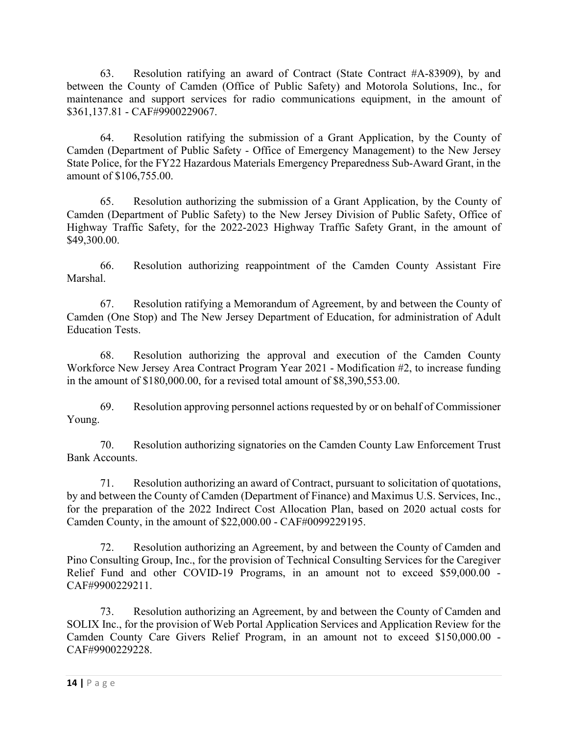63. Resolution ratifying an award of Contract (State Contract #A-83909), by and between the County of Camden (Office of Public Safety) and Motorola Solutions, Inc., for maintenance and support services for radio communications equipment, in the amount of $361,137.81 - CAF#9900229067.

64. Resolution ratifying the submission of a Grant Application, by the County of Camden (Department of Public Safety - Office of Emergency Management) to the New Jersey State Police, for the FY22 Hazardous Materials Emergency Preparedness Sub-Award Grant, in the amount of $106,755.00.

65. Resolution authorizing the submission of a Grant Application, by the County of Camden (Department of Public Safety) to the New Jersey Division of Public Safety, Office of Highway Traffic Safety, for the 2022-2023 Highway Traffic Safety Grant, in the amount of $49,300.00.

66. Resolution authorizing reappointment of the Camden County Assistant Fire Marshal.

67. Resolution ratifying a Memorandum of Agreement, by and between the County of Camden (One Stop) and The New Jersey Department of Education, for administration of Adult Education Tests.

68. Resolution authorizing the approval and execution of the Camden County Workforce New Jersey Area Contract Program Year 2021 - Modification #2, to increase funding in the amount of $180,000.00, for a revised total amount of $8,390,553.00.

69. Resolution approving personnel actions requested by or on behalf of Commissioner Young.

70. Resolution authorizing signatories on the Camden County Law Enforcement Trust Bank Accounts.

71. Resolution authorizing an award of Contract, pursuant to solicitation of quotations, by and between the County of Camden (Department of Finance) and Maximus U.S. Services, Inc., for the preparation of the 2022 Indirect Cost Allocation Plan, based on 2020 actual costs for Camden County, in the amount of $22,000.00 - CAF#0099229195.

72. Resolution authorizing an Agreement, by and between the County of Camden and Pino Consulting Group, Inc., for the provision of Technical Consulting Services for the Caregiver Relief Fund and other COVID-19 Programs, in an amount not to exceed $59,000.00 - CAF#9900229211.

73. Resolution authorizing an Agreement, by and between the County of Camden and SOLIX Inc., for the provision of Web Portal Application Services and Application Review for the Camden County Care Givers Relief Program, in an amount not to exceed $150,000.00 - CAF#9900229228.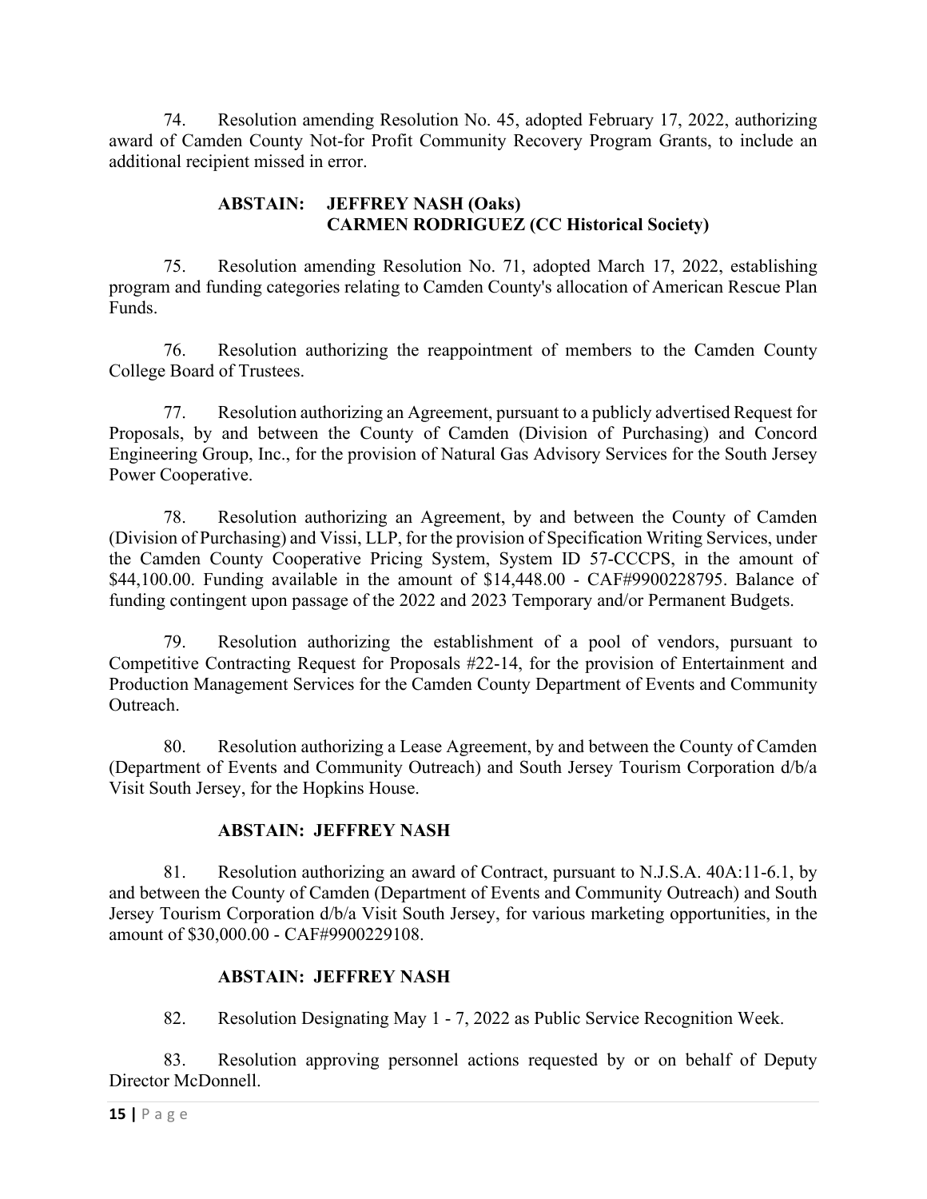74. Resolution amending Resolution No. 45, adopted February 17, 2022, authorizing award of Camden County Not-for Profit Community Recovery Program Grants, to include an additional recipient missed in error.

**ABSTAIN: JEFFREY NASH (Oaks)**
**CARMEN RODRIGUEZ (CC Historical Society)**

75. Resolution amending Resolution No. 71, adopted March 17, 2022, establishing program and funding categories relating to Camden County's allocation of American Rescue Plan Funds.

76. Resolution authorizing the reappointment of members to the Camden County College Board of Trustees.

77. Resolution authorizing an Agreement, pursuant to a publicly advertised Request for Proposals, by and between the County of Camden (Division of Purchasing) and Concord Engineering Group, Inc., for the provision of Natural Gas Advisory Services for the South Jersey Power Cooperative.

78. Resolution authorizing an Agreement, by and between the County of Camden (Division of Purchasing) and Vissi, LLP, for the provision of Specification Writing Services, under the Camden County Cooperative Pricing System, System ID 57-CCCPS, in the amount of $44,100.00. Funding available in the amount of $14,448.00 - CAF#9900228795. Balance of funding contingent upon passage of the 2022 and 2023 Temporary and/or Permanent Budgets.

79. Resolution authorizing the establishment of a pool of vendors, pursuant to Competitive Contracting Request for Proposals #22-14, for the provision of Entertainment and Production Management Services for the Camden County Department of Events and Community Outreach.

80. Resolution authorizing a Lease Agreement, by and between the County of Camden (Department of Events and Community Outreach) and South Jersey Tourism Corporation d/b/a Visit South Jersey, for the Hopkins House.

**ABSTAIN: JEFFREY NASH**

81. Resolution authorizing an award of Contract, pursuant to N.J.S.A. 40A:11-6.1, by and between the County of Camden (Department of Events and Community Outreach) and South Jersey Tourism Corporation d/b/a Visit South Jersey, for various marketing opportunities, in the amount of $30,000.00 - CAF#9900229108.

**ABSTAIN: JEFFREY NASH**

82. Resolution Designating May 1 - 7, 2022 as Public Service Recognition Week.

83. Resolution approving personnel actions requested by or on behalf of Deputy Director McDonnell.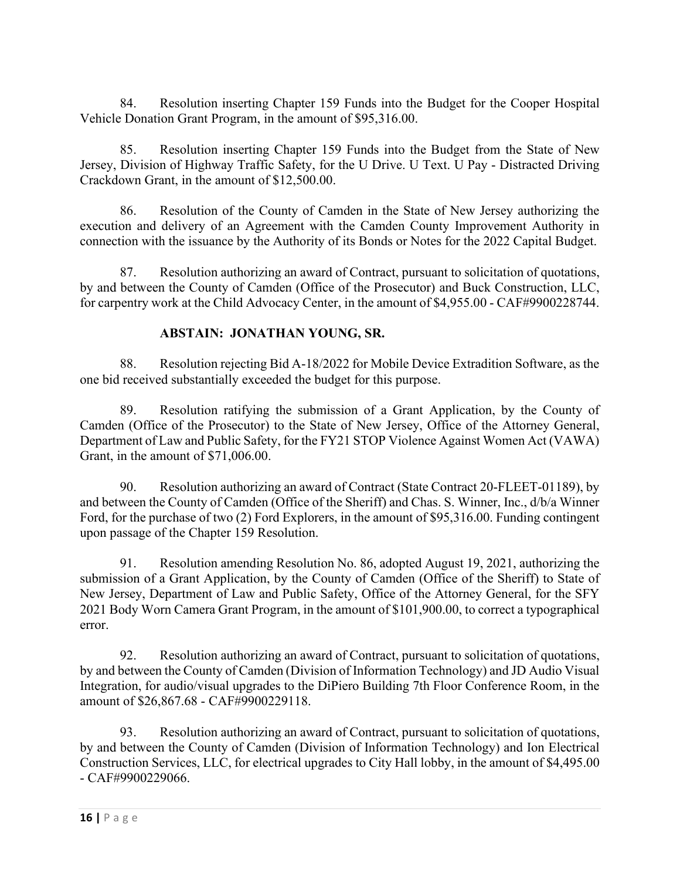84. Resolution inserting Chapter 159 Funds into the Budget for the Cooper Hospital Vehicle Donation Grant Program, in the amount of $95,316.00.

85. Resolution inserting Chapter 159 Funds into the Budget from the State of New Jersey, Division of Highway Traffic Safety, for the U Drive. U Text. U Pay - Distracted Driving Crackdown Grant, in the amount of $12,500.00.

86. Resolution of the County of Camden in the State of New Jersey authorizing the execution and delivery of an Agreement with the Camden County Improvement Authority in connection with the issuance by the Authority of its Bonds or Notes for the 2022 Capital Budget.

87. Resolution authorizing an award of Contract, pursuant to solicitation of quotations, by and between the County of Camden (Office of the Prosecutor) and Buck Construction, LLC, for carpentry work at the Child Advocacy Center, in the amount of $4,955.00 - CAF#9900228744.

**ABSTAIN: JONATHAN YOUNG, SR.**

88. Resolution rejecting Bid A-18/2022 for Mobile Device Extradition Software, as the one bid received substantially exceeded the budget for this purpose.

89. Resolution ratifying the submission of a Grant Application, by the County of Camden (Office of the Prosecutor) to the State of New Jersey, Office of the Attorney General, Department of Law and Public Safety, for the FY21 STOP Violence Against Women Act (VAWA) Grant, in the amount of $71,006.00.

90. Resolution authorizing an award of Contract (State Contract 20-FLEET-01189), by and between the County of Camden (Office of the Sheriff) and Chas. S. Winner, Inc., d/b/a Winner Ford, for the purchase of two (2) Ford Explorers, in the amount of $95,316.00. Funding contingent upon passage of the Chapter 159 Resolution.

91. Resolution amending Resolution No. 86, adopted August 19, 2021, authorizing the submission of a Grant Application, by the County of Camden (Office of the Sheriff) to State of New Jersey, Department of Law and Public Safety, Office of the Attorney General, for the SFY 2021 Body Worn Camera Grant Program, in the amount of $101,900.00, to correct a typographical error.

92. Resolution authorizing an award of Contract, pursuant to solicitation of quotations, by and between the County of Camden (Division of Information Technology) and JD Audio Visual Integration, for audio/visual upgrades to the DiPiero Building 7th Floor Conference Room, in the amount of $26,867.68 - CAF#9900229118.

93. Resolution authorizing an award of Contract, pursuant to solicitation of quotations, by and between the County of Camden (Division of Information Technology) and Ion Electrical Construction Services, LLC, for electrical upgrades to City Hall lobby, in the amount of $4,495.00 - CAF#9900229066.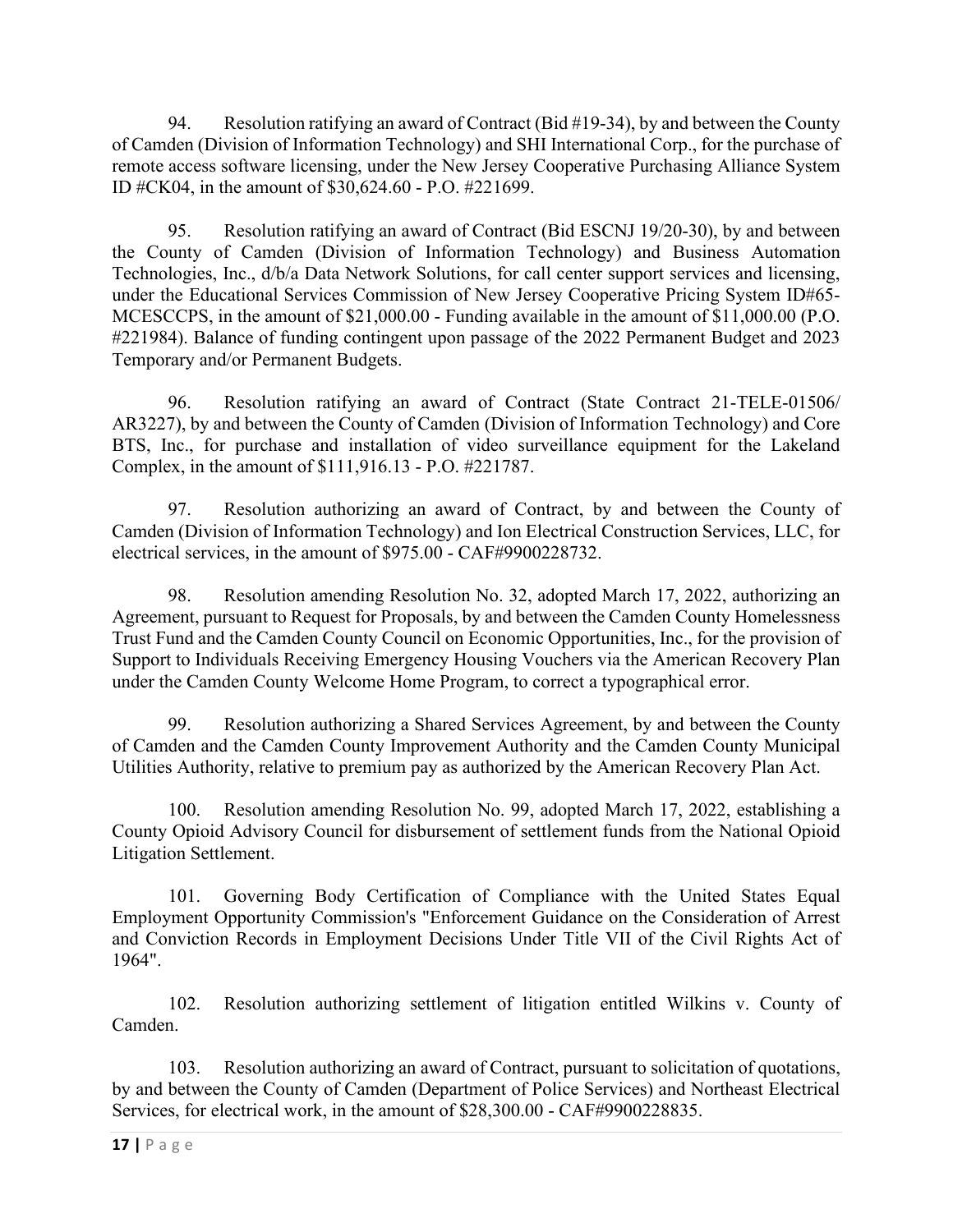94. Resolution ratifying an award of Contract (Bid #19-34), by and between the County of Camden (Division of Information Technology) and SHI International Corp., for the purchase of remote access software licensing, under the New Jersey Cooperative Purchasing Alliance System ID #CK04, in the amount of $30,624.60 - P.O. #221699.

95. Resolution ratifying an award of Contract (Bid ESCNJ 19/20-30), by and between the County of Camden (Division of Information Technology) and Business Automation Technologies, Inc., d/b/a Data Network Solutions, for call center support services and licensing, under the Educational Services Commission of New Jersey Cooperative Pricing System ID#65-MCESCCPS, in the amount of $21,000.00 - Funding available in the amount of $11,000.00 (P.O. #221984). Balance of funding contingent upon passage of the 2022 Permanent Budget and 2023 Temporary and/or Permanent Budgets.

96. Resolution ratifying an award of Contract (State Contract 21-TELE-01506/ AR3227), by and between the County of Camden (Division of Information Technology) and Core BTS, Inc., for purchase and installation of video surveillance equipment for the Lakeland Complex, in the amount of $111,916.13 - P.O. #221787.

97. Resolution authorizing an award of Contract, by and between the County of Camden (Division of Information Technology) and Ion Electrical Construction Services, LLC, for electrical services, in the amount of $975.00 - CAF#9900228732.

98. Resolution amending Resolution No. 32, adopted March 17, 2022, authorizing an Agreement, pursuant to Request for Proposals, by and between the Camden County Homelessness Trust Fund and the Camden County Council on Economic Opportunities, Inc., for the provision of Support to Individuals Receiving Emergency Housing Vouchers via the American Recovery Plan under the Camden County Welcome Home Program, to correct a typographical error.

99. Resolution authorizing a Shared Services Agreement, by and between the County of Camden and the Camden County Improvement Authority and the Camden County Municipal Utilities Authority, relative to premium pay as authorized by the American Recovery Plan Act.

100. Resolution amending Resolution No. 99, adopted March 17, 2022, establishing a County Opioid Advisory Council for disbursement of settlement funds from the National Opioid Litigation Settlement.

101. Governing Body Certification of Compliance with the United States Equal Employment Opportunity Commission's "Enforcement Guidance on the Consideration of Arrest and Conviction Records in Employment Decisions Under Title VII of the Civil Rights Act of 1964".

102. Resolution authorizing settlement of litigation entitled Wilkins v. County of Camden.

103. Resolution authorizing an award of Contract, pursuant to solicitation of quotations, by and between the County of Camden (Department of Police Services) and Northeast Electrical Services, for electrical work, in the amount of $28,300.00 - CAF#9900228835.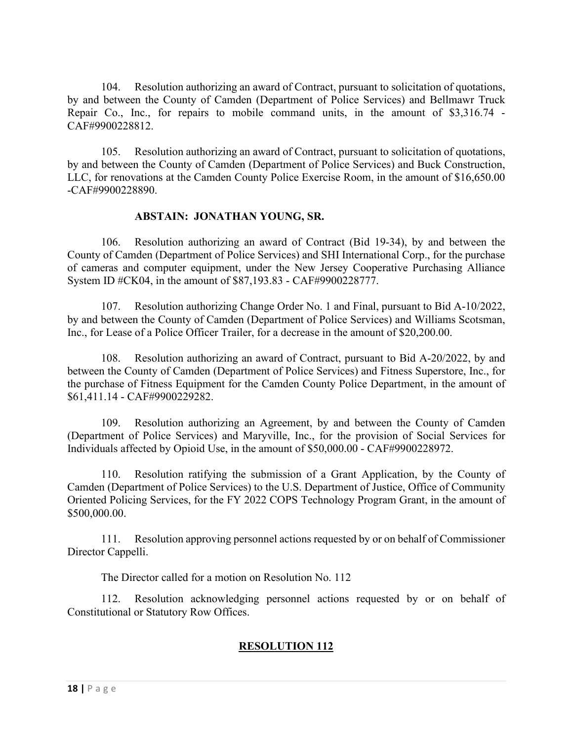104. Resolution authorizing an award of Contract, pursuant to solicitation of quotations, by and between the County of Camden (Department of Police Services) and Bellmawr Truck Repair Co., Inc., for repairs to mobile command units, in the amount of $3,316.74 - CAF#9900228812.

105. Resolution authorizing an award of Contract, pursuant to solicitation of quotations, by and between the County of Camden (Department of Police Services) and Buck Construction, LLC, for renovations at the Camden County Police Exercise Room, in the amount of $16,650.00 -CAF#9900228890.

**ABSTAIN: JONATHAN YOUNG, SR.**

106. Resolution authorizing an award of Contract (Bid 19-34), by and between the County of Camden (Department of Police Services) and SHI International Corp., for the purchase of cameras and computer equipment, under the New Jersey Cooperative Purchasing Alliance System ID #CK04, in the amount of $87,193.83 - CAF#9900228777.

107. Resolution authorizing Change Order No. 1 and Final, pursuant to Bid A-10/2022, by and between the County of Camden (Department of Police Services) and Williams Scotsman, Inc., for Lease of a Police Officer Trailer, for a decrease in the amount of $20,200.00.

108. Resolution authorizing an award of Contract, pursuant to Bid A-20/2022, by and between the County of Camden (Department of Police Services) and Fitness Superstore, Inc., for the purchase of Fitness Equipment for the Camden County Police Department, in the amount of $61,411.14 - CAF#9900229282.

109. Resolution authorizing an Agreement, by and between the County of Camden (Department of Police Services) and Maryville, Inc., for the provision of Social Services for Individuals affected by Opioid Use, in the amount of $50,000.00 - CAF#9900228972.

110. Resolution ratifying the submission of a Grant Application, by the County of Camden (Department of Police Services) to the U.S. Department of Justice, Office of Community Oriented Policing Services, for the FY 2022 COPS Technology Program Grant, in the amount of $500,000.00.

111. Resolution approving personnel actions requested by or on behalf of Commissioner Director Cappelli.

The Director called for a motion on Resolution No. 112

112. Resolution acknowledging personnel actions requested by or on behalf of Constitutional or Statutory Row Offices.

**<u>RESOLUTION 112</u>**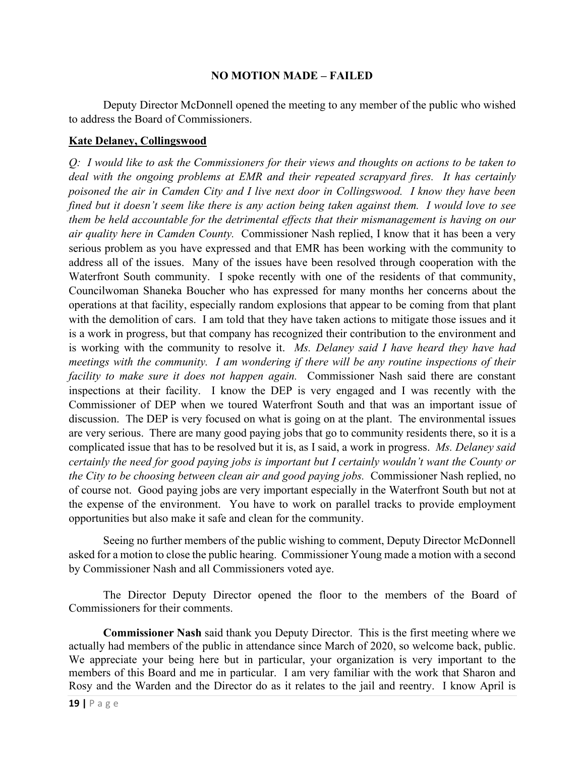**NO MOTION MADE – FAILED**

Deputy Director McDonnell opened the meeting to any member of the public who wished to address the Board of Commissioners.

**Kate Delaney, Collingswood**

*Q: I would like to ask the Commissioners for their views and thoughts on actions to be taken to deal with the ongoing problems at EMR and their repeated scrapyard fires. It has certainly poisoned the air in Camden City and I live next door in Collingswood. I know they have been fined but it doesn't seem like there is any action being taken against them. I would love to see them be held accountable for the detrimental effects that their mismanagement is having on our air quality here in Camden County.* Commissioner Nash replied, I know that it has been a very serious problem as you have expressed and that EMR has been working with the community to address all of the issues. Many of the issues have been resolved through cooperation with the Waterfront South community. I spoke recently with one of the residents of that community, Councilwoman Shaneka Boucher who has expressed for many months her concerns about the operations at that facility, especially random explosions that appear to be coming from that plant with the demolition of cars. I am told that they have taken actions to mitigate those issues and it is a work in progress, but that company has recognized their contribution to the environment and is working with the community to resolve it. *Ms. Delaney said I have heard they have had meetings with the community. I am wondering if there will be any routine inspections of their facility to make sure it does not happen again.* Commissioner Nash said there are constant inspections at their facility. I know the DEP is very engaged and I was recently with the Commissioner of DEP when we toured Waterfront South and that was an important issue of discussion. The DEP is very focused on what is going on at the plant. The environmental issues are very serious. There are many good paying jobs that go to community residents there, so it is a complicated issue that has to be resolved but it is, as I said, a work in progress. *Ms. Delaney said certainly the need for good paying jobs is important but I certainly wouldn't want the County or the City to be choosing between clean air and good paying jobs.* Commissioner Nash replied, no of course not. Good paying jobs are very important especially in the Waterfront South but not at the expense of the environment. You have to work on parallel tracks to provide employment opportunities but also make it safe and clean for the community.

Seeing no further members of the public wishing to comment, Deputy Director McDonnell asked for a motion to close the public hearing. Commissioner Young made a motion with a second by Commissioner Nash and all Commissioners voted aye.

The Director Deputy Director opened the floor to the members of the Board of Commissioners for their comments.

**Commissioner Nash** said thank you Deputy Director. This is the first meeting where we actually had members of the public in attendance since March of 2020, so welcome back, public. We appreciate your being here but in particular, your organization is very important to the members of this Board and me in particular. I am very familiar with the work that Sharon and Rosy and the Warden and the Director do as it relates to the jail and reentry. I know April is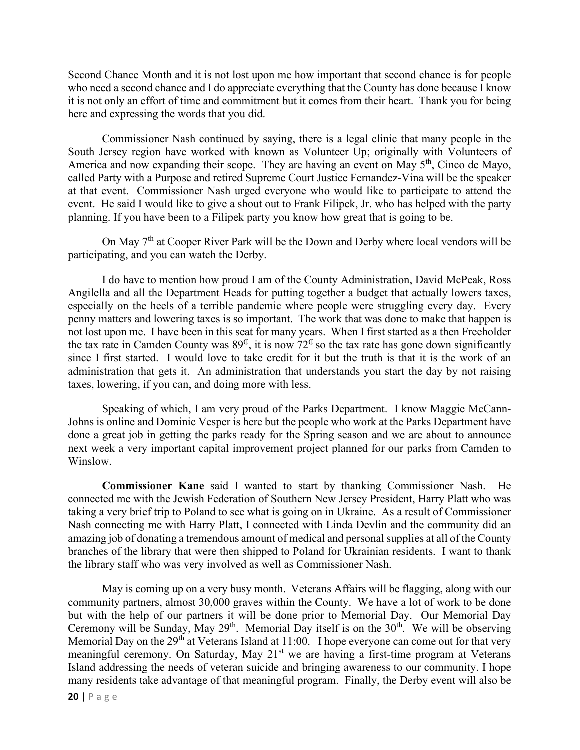Second Chance Month and it is not lost upon me how important that second chance is for people who need a second chance and I do appreciate everything that the County has done because I know it is not only an effort of time and commitment but it comes from their heart. Thank you for being here and expressing the words that you did.

Commissioner Nash continued by saying, there is a legal clinic that many people in the South Jersey region have worked with known as Volunteer Up; originally with Volunteers of America and now expanding their scope. They are having an event on May 5th, Cinco de Mayo, called Party with a Purpose and retired Supreme Court Justice Fernandez-Vina will be the speaker at that event. Commissioner Nash urged everyone who would like to participate to attend the event. He said I would like to give a shout out to Frank Filipek, Jr. who has helped with the party planning. If you have been to a Filipek party you know how great that is going to be.

On May 7th at Cooper River Park will be the Down and Derby where local vendors will be participating, and you can watch the Derby.

I do have to mention how proud I am of the County Administration, David McPeak, Ross Angilella and all the Department Heads for putting together a budget that actually lowers taxes, especially on the heels of a terrible pandemic where people were struggling every day. Every penny matters and lowering taxes is so important. The work that was done to make that happen is not lost upon me. I have been in this seat for many years. When I first started as a then Freeholder the tax rate in Camden County was 89₵, it is now 72₵ so the tax rate has gone down significantly since I first started. I would love to take credit for it but the truth is that it is the work of an administration that gets it. An administration that understands you start the day by not raising taxes, lowering, if you can, and doing more with less.

Speaking of which, I am very proud of the Parks Department. I know Maggie McCann-Johns is online and Dominic Vesper is here but the people who work at the Parks Department have done a great job in getting the parks ready for the Spring season and we are about to announce next week a very important capital improvement project planned for our parks from Camden to Winslow.

**Commissioner Kane** said I wanted to start by thanking Commissioner Nash. He connected me with the Jewish Federation of Southern New Jersey President, Harry Platt who was taking a very brief trip to Poland to see what is going on in Ukraine. As a result of Commissioner Nash connecting me with Harry Platt, I connected with Linda Devlin and the community did an amazing job of donating a tremendous amount of medical and personal supplies at all of the County branches of the library that were then shipped to Poland for Ukrainian residents. I want to thank the library staff who was very involved as well as Commissioner Nash.

May is coming up on a very busy month. Veterans Affairs will be flagging, along with our community partners, almost 30,000 graves within the County. We have a lot of work to be done but with the help of our partners it will be done prior to Memorial Day. Our Memorial Day Ceremony will be Sunday, May 29th. Memorial Day itself is on the 30th. We will be observing Memorial Day on the 29th at Veterans Island at 11:00. I hope everyone can come out for that very meaningful ceremony. On Saturday, May 21st we are having a first-time program at Veterans Island addressing the needs of veteran suicide and bringing awareness to our community. I hope many residents take advantage of that meaningful program. Finally, the Derby event will also be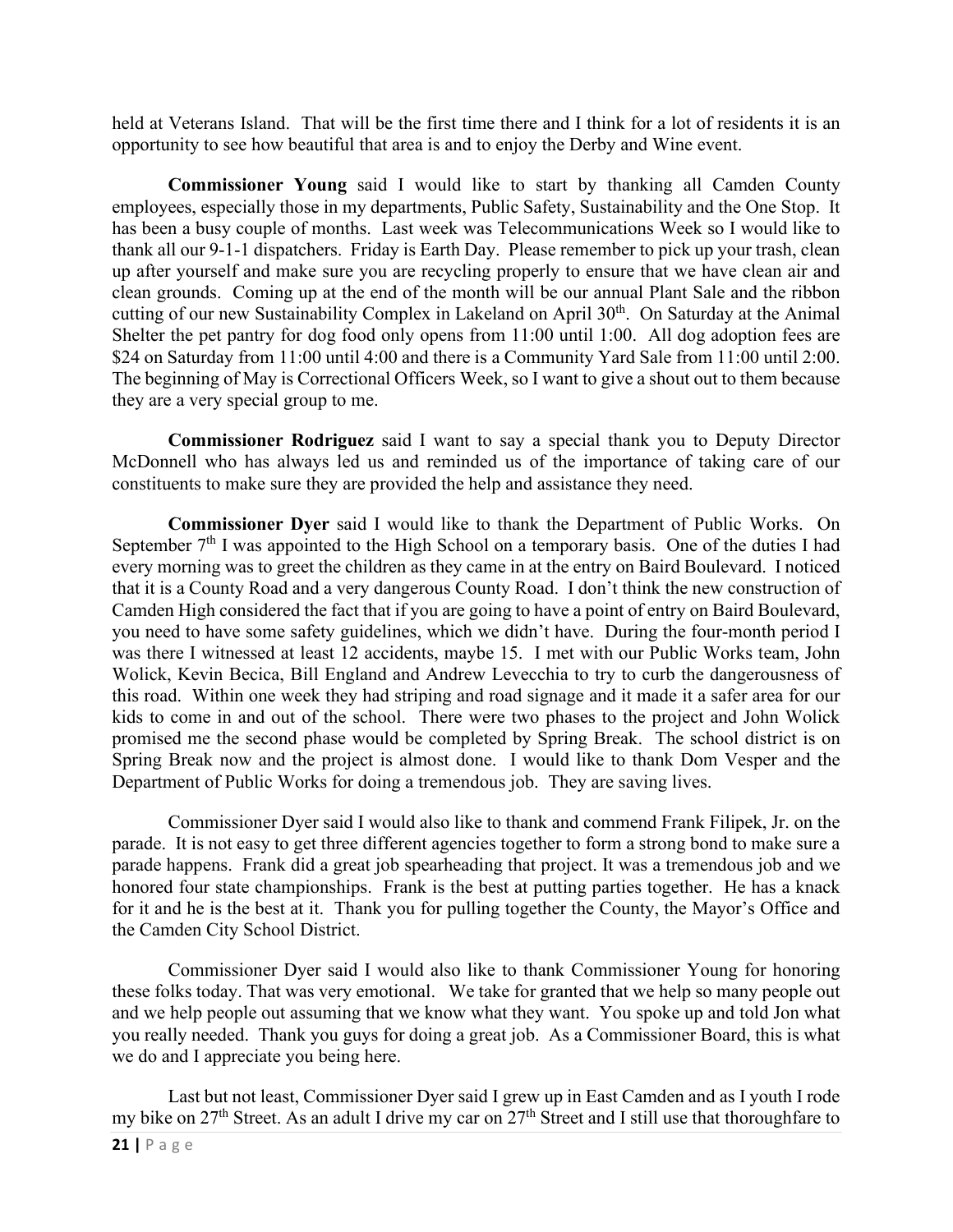held at Veterans Island. That will be the first time there and I think for a lot of residents it is an opportunity to see how beautiful that area is and to enjoy the Derby and Wine event.

**Commissioner Young** said I would like to start by thanking all Camden County employees, especially those in my departments, Public Safety, Sustainability and the One Stop. It has been a busy couple of months. Last week was Telecommunications Week so I would like to thank all our 9-1-1 dispatchers. Friday is Earth Day. Please remember to pick up your trash, clean up after yourself and make sure you are recycling properly to ensure that we have clean air and clean grounds. Coming up at the end of the month will be our annual Plant Sale and the ribbon cutting of our new Sustainability Complex in Lakeland on April 30th. On Saturday at the Animal Shelter the pet pantry for dog food only opens from 11:00 until 1:00. All dog adoption fees are $24 on Saturday from 11:00 until 4:00 and there is a Community Yard Sale from 11:00 until 2:00. The beginning of May is Correctional Officers Week, so I want to give a shout out to them because they are a very special group to me.

**Commissioner Rodriguez** said I want to say a special thank you to Deputy Director McDonnell who has always led us and reminded us of the importance of taking care of our constituents to make sure they are provided the help and assistance they need.

**Commissioner Dyer** said I would like to thank the Department of Public Works. On September 7th I was appointed to the High School on a temporary basis. One of the duties I had every morning was to greet the children as they came in at the entry on Baird Boulevard. I noticed that it is a County Road and a very dangerous County Road. I don't think the new construction of Camden High considered the fact that if you are going to have a point of entry on Baird Boulevard, you need to have some safety guidelines, which we didn't have. During the four-month period I was there I witnessed at least 12 accidents, maybe 15. I met with our Public Works team, John Wolick, Kevin Becica, Bill England and Andrew Levecchia to try to curb the dangerousness of this road. Within one week they had striping and road signage and it made it a safer area for our kids to come in and out of the school. There were two phases to the project and John Wolick promised me the second phase would be completed by Spring Break. The school district is on Spring Break now and the project is almost done. I would like to thank Dom Vesper and the Department of Public Works for doing a tremendous job. They are saving lives.

Commissioner Dyer said I would also like to thank and commend Frank Filipek, Jr. on the parade. It is not easy to get three different agencies together to form a strong bond to make sure a parade happens. Frank did a great job spearheading that project. It was a tremendous job and we honored four state championships. Frank is the best at putting parties together. He has a knack for it and he is the best at it. Thank you for pulling together the County, the Mayor's Office and the Camden City School District.

Commissioner Dyer said I would also like to thank Commissioner Young for honoring these folks today. That was very emotional. We take for granted that we help so many people out and we help people out assuming that we know what they want. You spoke up and told Jon what you really needed. Thank you guys for doing a great job. As a Commissioner Board, this is what we do and I appreciate you being here.

Last but not least, Commissioner Dyer said I grew up in East Camden and as I youth I rode my bike on 27th Street. As an adult I drive my car on 27th Street and I still use that thoroughfare to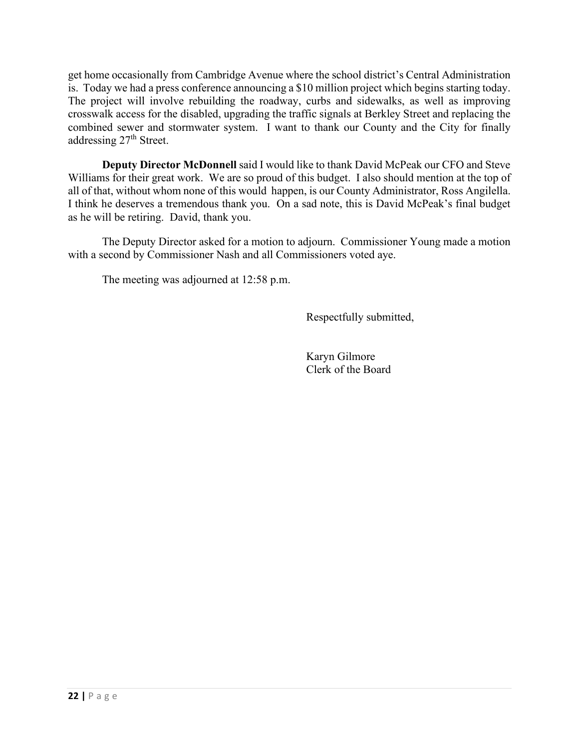get home occasionally from Cambridge Avenue where the school district's Central Administration is. Today we had a press conference announcing a $10 million project which begins starting today. The project will involve rebuilding the roadway, curbs and sidewalks, as well as improving crosswalk access for the disabled, upgrading the traffic signals at Berkley Street and replacing the combined sewer and stormwater system. I want to thank our County and the City for finally addressing 27th Street.

**Deputy Director McDonnell** said I would like to thank David McPeak our CFO and Steve Williams for their great work. We are so proud of this budget. I also should mention at the top of all of that, without whom none of this would happen, is our County Administrator, Ross Angilella. I think he deserves a tremendous thank you. On a sad note, this is David McPeak's final budget as he will be retiring. David, thank you.

The Deputy Director asked for a motion to adjourn. Commissioner Young made a motion with a second by Commissioner Nash and all Commissioners voted aye.

The meeting was adjourned at 12:58 p.m.

Respectfully submitted,

Karyn Gilmore
Clerk of the Board